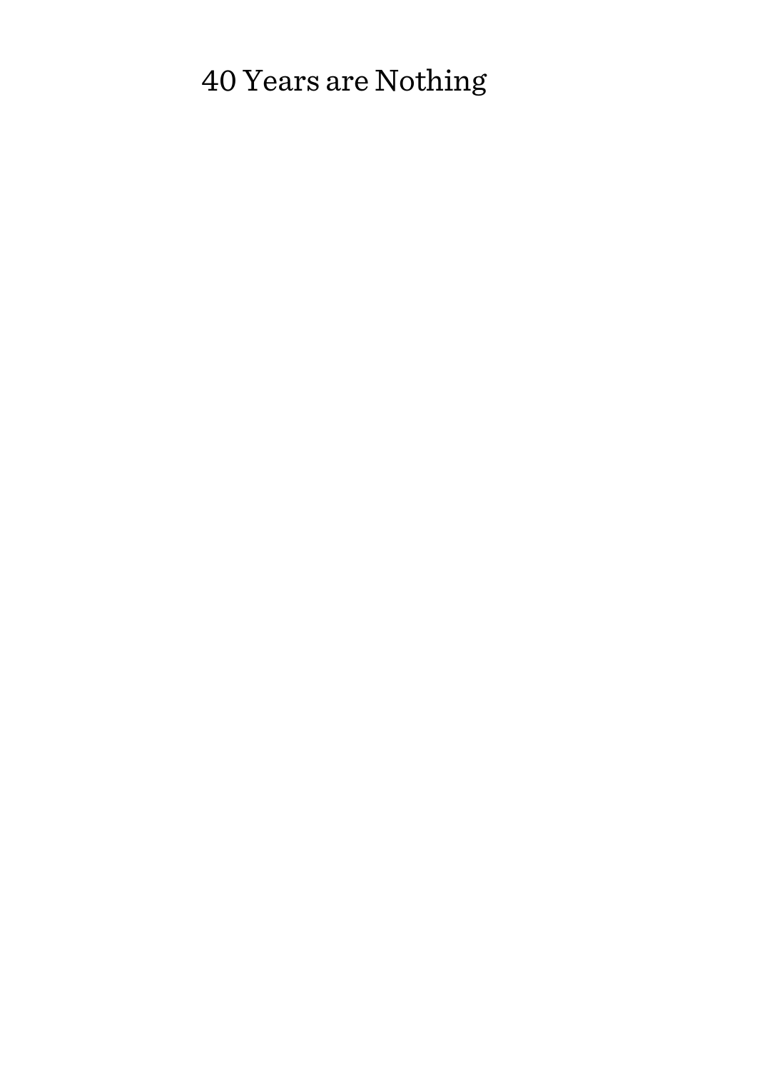# 40 Years are Nothing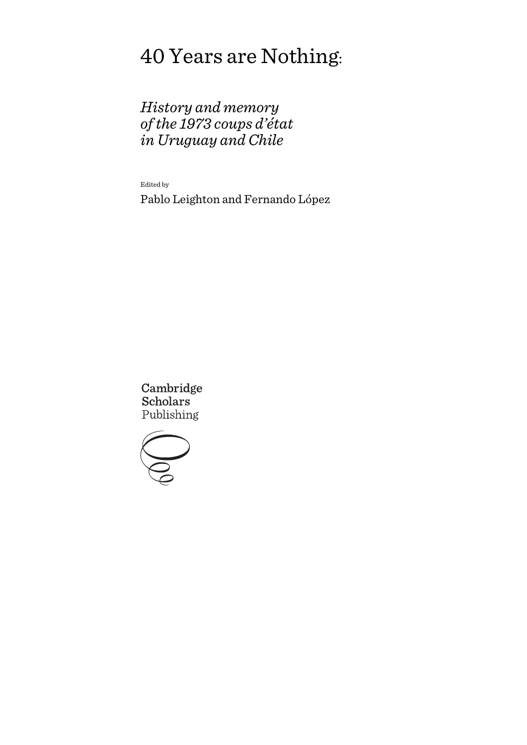# 40 Years are Nothing:

## *History and memory of the 1973 coups d'état in Uruguay and Chile*

Edited by

Pablo Leighton and Fernando López

Cambridge Scholars Publishing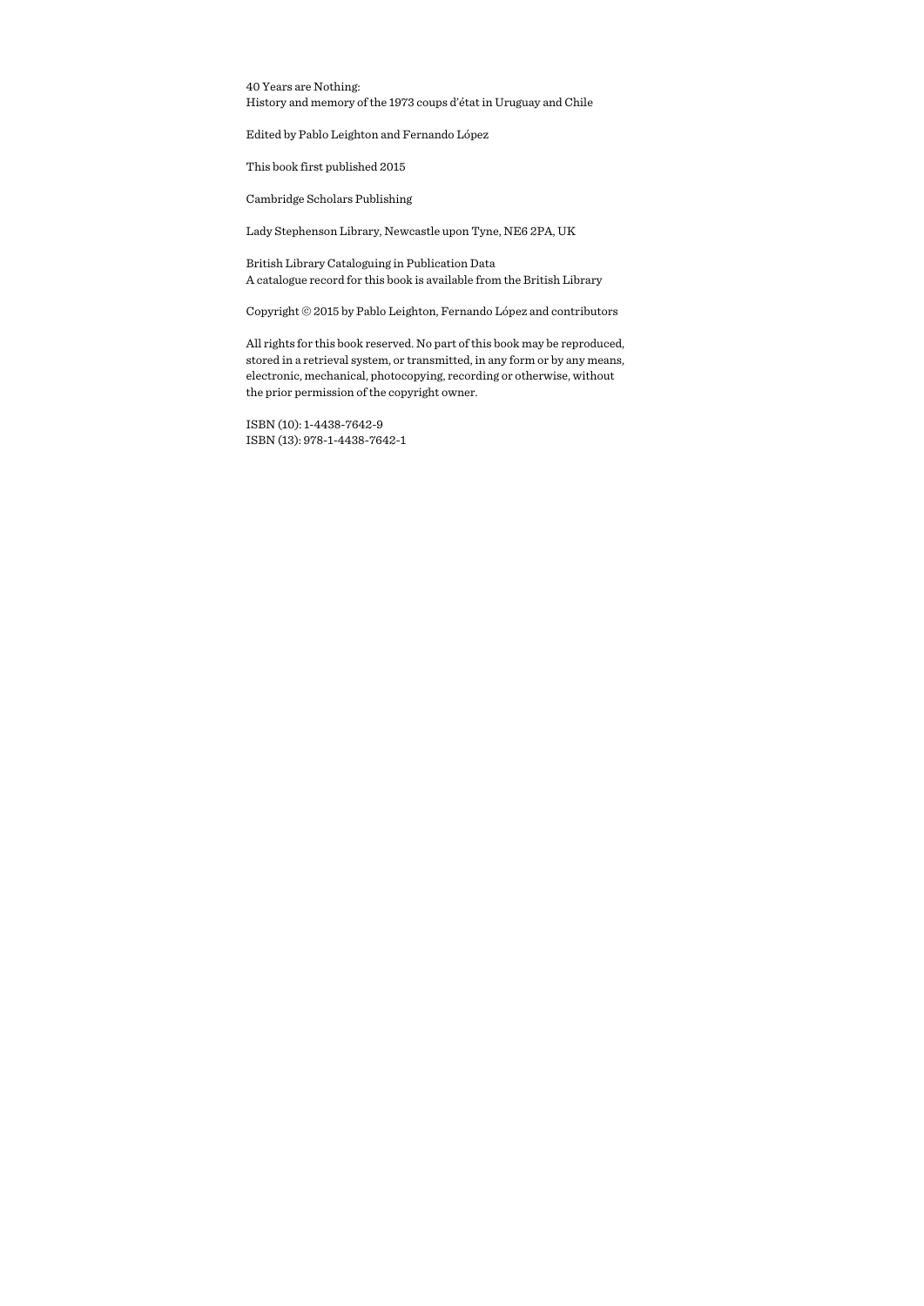40 Years are Nothing:
History and memory of the 1973 coups d'état in Uruguay and Chile

Edited by Pablo Leighton and Fernando López

This book first published 2015

Cambridge Scholars Publishing

Lady Stephenson Library, Newcastle upon Tyne, NE6 2PA, UK

British Library Cataloguing in Publication Data
A catalogue record for this book is available from the British Library

Copyright © 2015 by Pablo Leighton, Fernando López and contributors

All rights for this book reserved. No part of this book may be reproduced, stored in a retrieval system, or transmitted, in any form or by any means, electronic, mechanical, photocopying, recording or otherwise, without the prior permission of the copyright owner.

ISBN (10): 1-4438-7642-9
ISBN (13): 978-1-4438-7642-1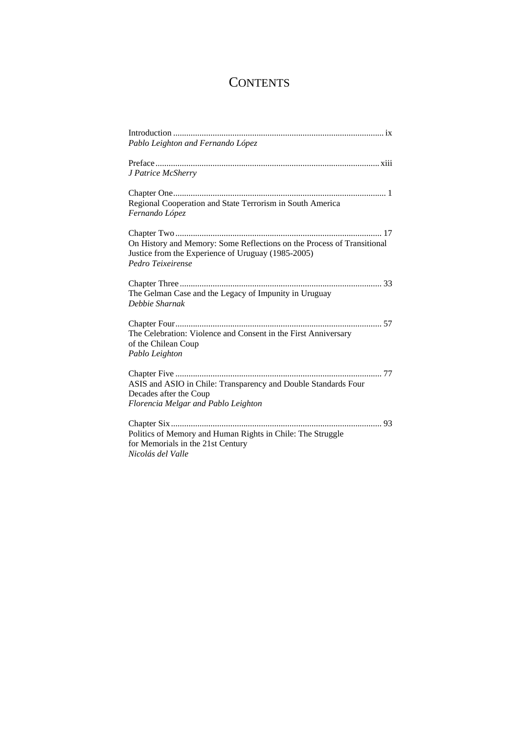# CONTENTS

Introduction ............................................................................................... ix
*Pablo Leighton and Fernando López*

Preface ..................................................................................................... xiii
*J Patrice McSherry*

Chapter One ............................................................................................... 1
Regional Cooperation and State Terrorism in South America
*Fernando López*

Chapter Two ............................................................................................. 17
On History and Memory: Some Reflections on the Process of Transitional Justice from the Experience of Uruguay (1985-2005)
*Pedro Teixeirense*

Chapter Three ........................................................................................... 33
The Gelman Case and the Legacy of Impunity in Uruguay
*Debbie Sharnak*

Chapter Four ............................................................................................. 57
The Celebration: Violence and Consent in the First Anniversary of the Chilean Coup
*Pablo Leighton*

Chapter Five ............................................................................................. 77
ASIS and ASIO in Chile: Transparency and Double Standards Four Decades after the Coup
*Florencia Melgar and Pablo Leighton*

Chapter Six ............................................................................................... 93
Politics of Memory and Human Rights in Chile: The Struggle for Memorials in the 21st Century
*Nicolás del Valle*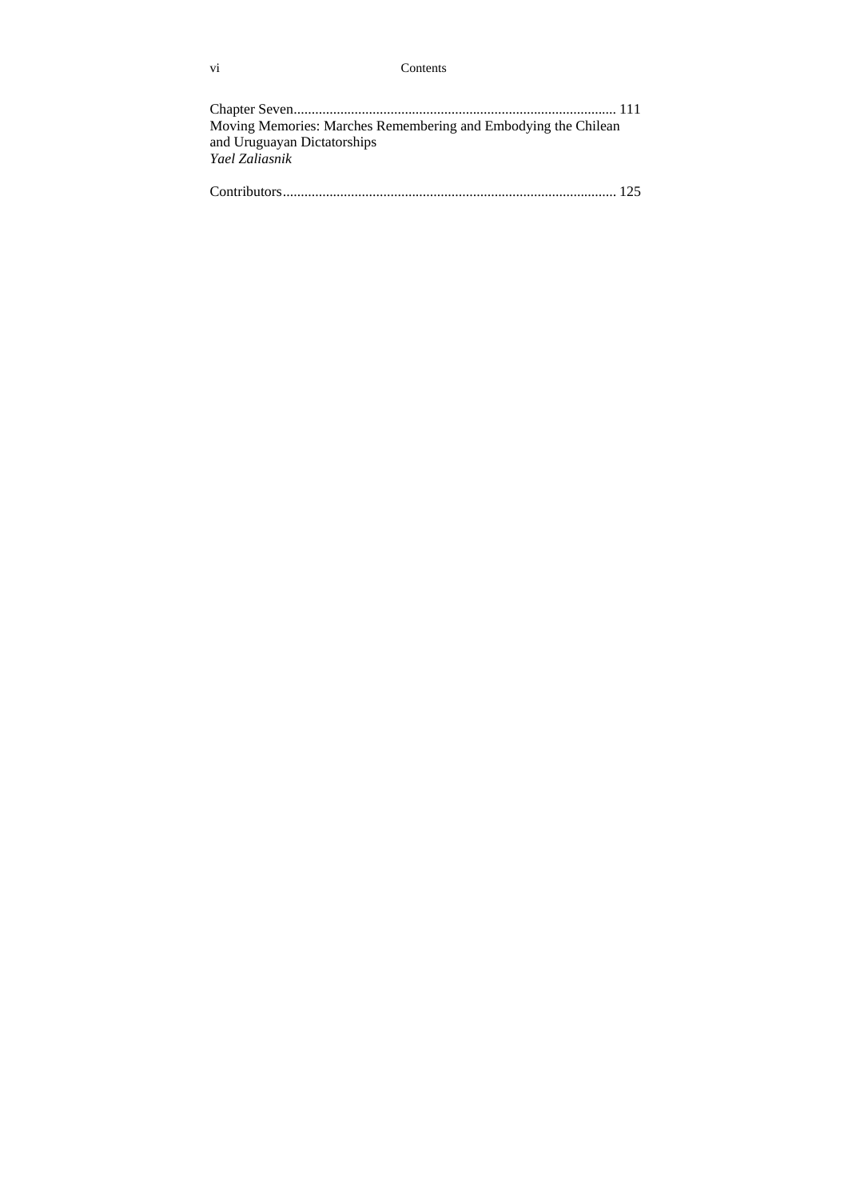Chapter Seven........................................................................................ 111
Moving Memories: Marches Remembering and Embodying the Chilean and Uruguayan Dictatorships
*Yael Zaliasnik*

Contributors.......................................................................................... 125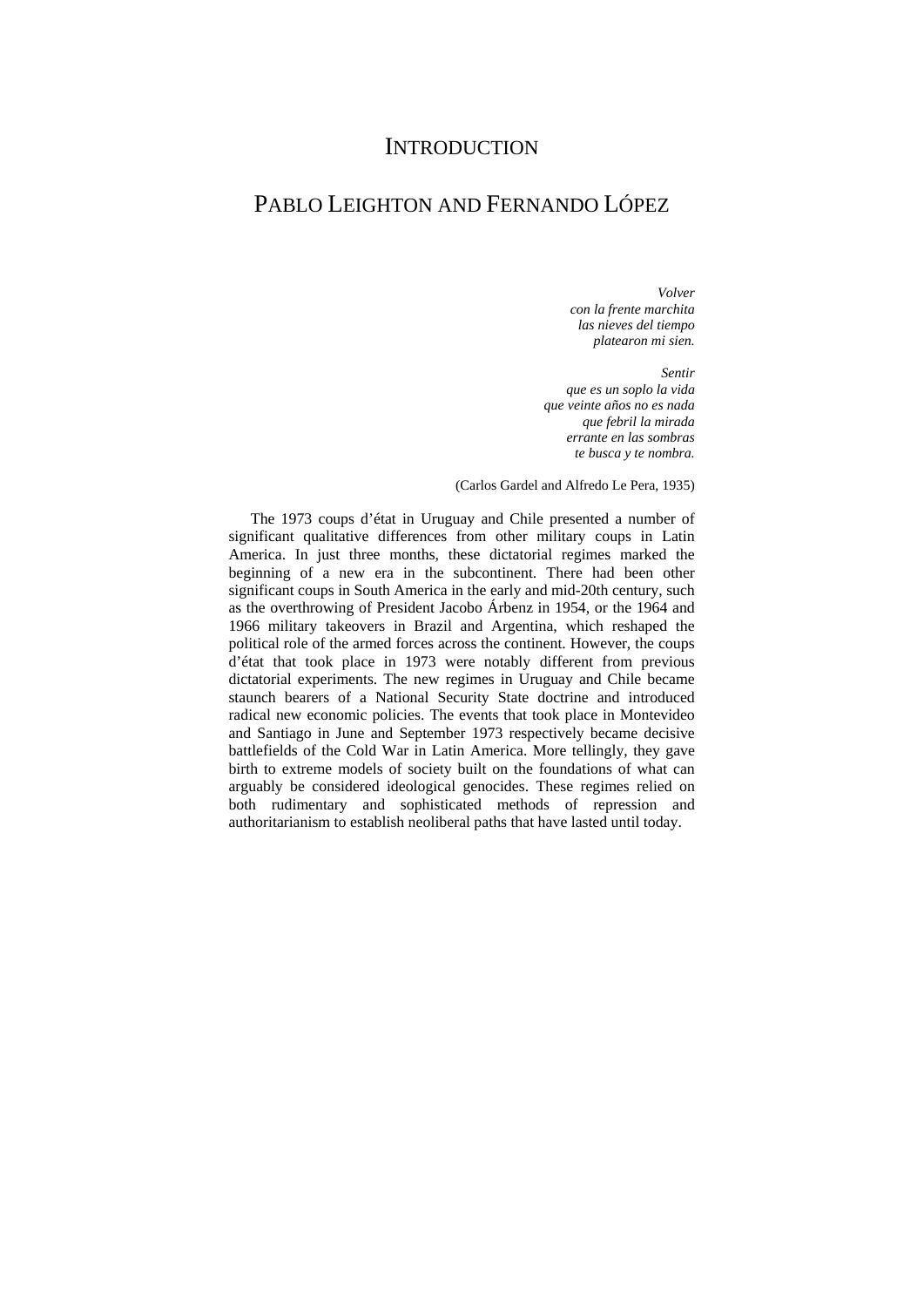# INTRODUCTION

## PABLO LEIGHTON AND FERNANDO LÓPEZ

*Volver*
*con la frente marchita*
*las nieves del tiempo*
*platearon mi sien.*

*Sentir*
*que es un soplo la vida*
*que veinte años no es nada*
*que febril la mirada*
*errante en las sombras*
*te busca y te nombra.*

(Carlos Gardel and Alfredo Le Pera, 1935)

The 1973 coups d'état in Uruguay and Chile presented a number of significant qualitative differences from other military coups in Latin America. In just three months, these dictatorial regimes marked the beginning of a new era in the subcontinent. There had been other significant coups in South America in the early and mid-20th century, such as the overthrowing of President Jacobo Árbenz in 1954, or the 1964 and 1966 military takeovers in Brazil and Argentina, which reshaped the political role of the armed forces across the continent. However, the coups d'état that took place in 1973 were notably different from previous dictatorial experiments. The new regimes in Uruguay and Chile became staunch bearers of a National Security State doctrine and introduced radical new economic policies. The events that took place in Montevideo and Santiago in June and September 1973 respectively became decisive battlefields of the Cold War in Latin America. More tellingly, they gave birth to extreme models of society built on the foundations of what can arguably be considered ideological genocides. These regimes relied on both rudimentary and sophisticated methods of repression and authoritarianism to establish neoliberal paths that have lasted until today.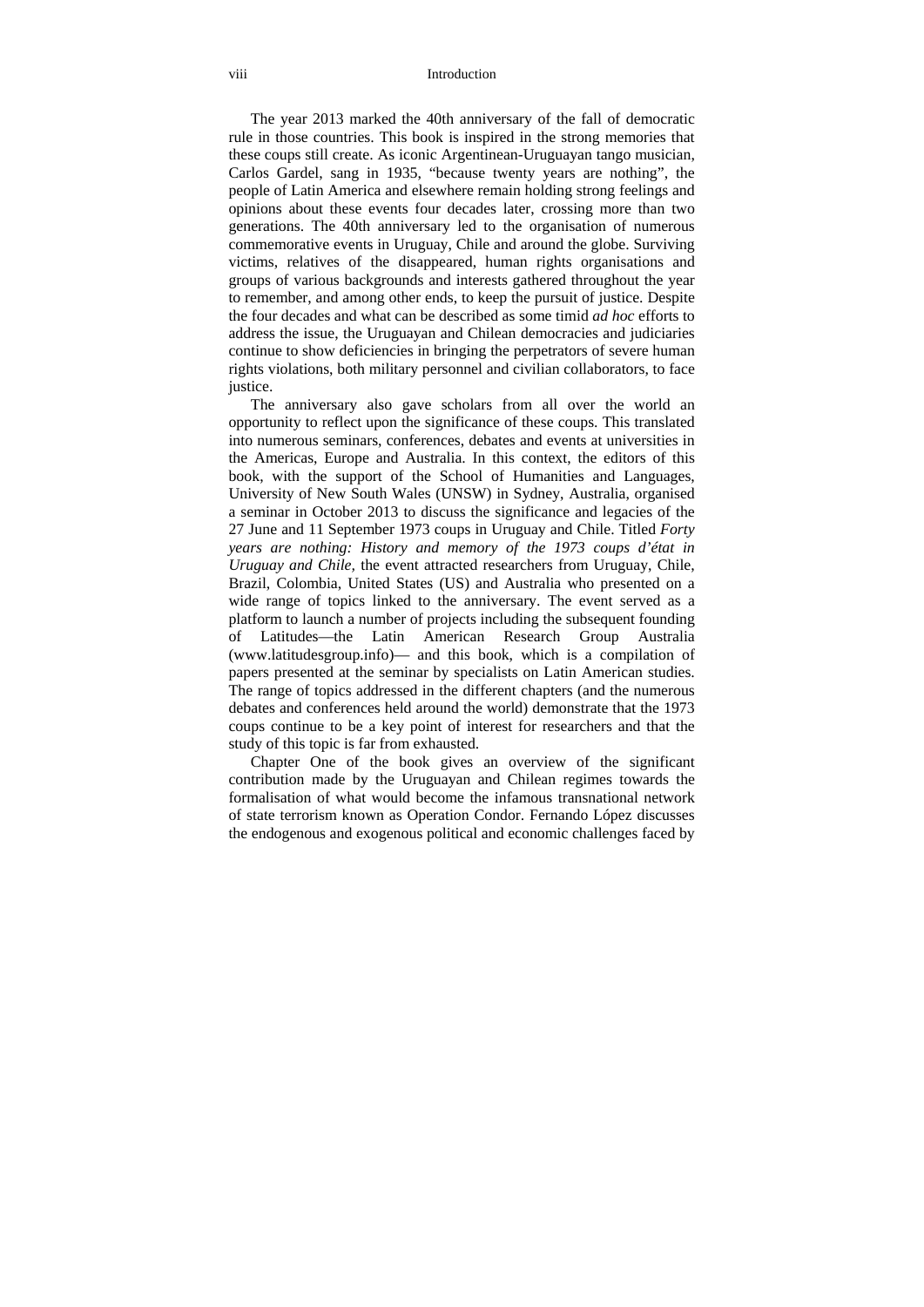The year 2013 marked the 40th anniversary of the fall of democratic rule in those countries. This book is inspired in the strong memories that these coups still create. As iconic Argentinean-Uruguayan tango musician, Carlos Gardel, sang in 1935, "because twenty years are nothing", the people of Latin America and elsewhere remain holding strong feelings and opinions about these events four decades later, crossing more than two generations. The 40th anniversary led to the organisation of numerous commemorative events in Uruguay, Chile and around the globe. Surviving victims, relatives of the disappeared, human rights organisations and groups of various backgrounds and interests gathered throughout the year to remember, and among other ends, to keep the pursuit of justice. Despite the four decades and what can be described as some timid *ad hoc* efforts to address the issue, the Uruguayan and Chilean democracies and judiciaries continue to show deficiencies in bringing the perpetrators of severe human rights violations, both military personnel and civilian collaborators, to face justice.

The anniversary also gave scholars from all over the world an opportunity to reflect upon the significance of these coups. This translated into numerous seminars, conferences, debates and events at universities in the Americas, Europe and Australia. In this context, the editors of this book, with the support of the School of Humanities and Languages, University of New South Wales (UNSW) in Sydney, Australia, organised a seminar in October 2013 to discuss the significance and legacies of the 27 June and 11 September 1973 coups in Uruguay and Chile. Titled *Forty years are nothing: History and memory of the 1973 coups d'état in Uruguay and Chile*, the event attracted researchers from Uruguay, Chile, Brazil, Colombia, United States (US) and Australia who presented on a wide range of topics linked to the anniversary. The event served as a platform to launch a number of projects including the subsequent founding of Latitudes—the Latin American Research Group Australia (www.latitudesgroup.info)— and this book, which is a compilation of papers presented at the seminar by specialists on Latin American studies. The range of topics addressed in the different chapters (and the numerous debates and conferences held around the world) demonstrate that the 1973 coups continue to be a key point of interest for researchers and that the study of this topic is far from exhausted.

Chapter One of the book gives an overview of the significant contribution made by the Uruguayan and Chilean regimes towards the formalisation of what would become the infamous transnational network of state terrorism known as Operation Condor. Fernando López discusses the endogenous and exogenous political and economic challenges faced by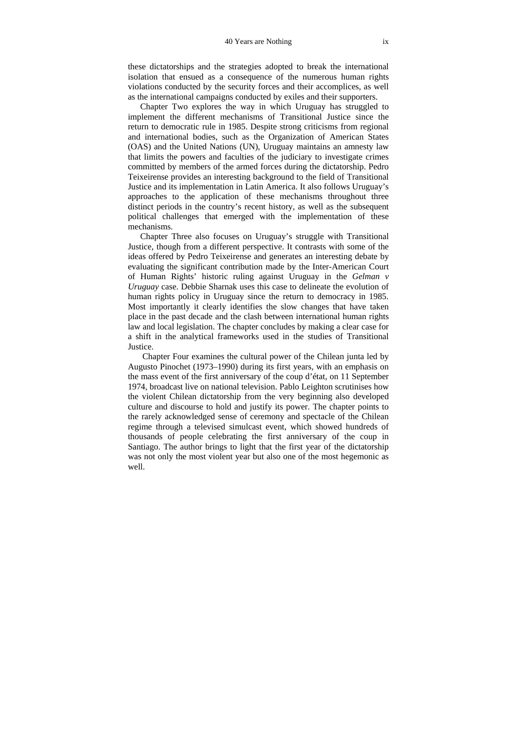these dictatorships and the strategies adopted to break the international isolation that ensued as a consequence of the numerous human rights violations conducted by the security forces and their accomplices, as well as the international campaigns conducted by exiles and their supporters.

Chapter Two explores the way in which Uruguay has struggled to implement the different mechanisms of Transitional Justice since the return to democratic rule in 1985. Despite strong criticisms from regional and international bodies, such as the Organization of American States (OAS) and the United Nations (UN), Uruguay maintains an amnesty law that limits the powers and faculties of the judiciary to investigate crimes committed by members of the armed forces during the dictatorship. Pedro Teixeirense provides an interesting background to the field of Transitional Justice and its implementation in Latin America. It also follows Uruguay's approaches to the application of these mechanisms throughout three distinct periods in the country's recent history, as well as the subsequent political challenges that emerged with the implementation of these mechanisms.

Chapter Three also focuses on Uruguay's struggle with Transitional Justice, though from a different perspective. It contrasts with some of the ideas offered by Pedro Teixeirense and generates an interesting debate by evaluating the significant contribution made by the Inter-American Court of Human Rights' historic ruling against Uruguay in the *Gelman v Uruguay* case. Debbie Sharnak uses this case to delineate the evolution of human rights policy in Uruguay since the return to democracy in 1985. Most importantly it clearly identifies the slow changes that have taken place in the past decade and the clash between international human rights law and local legislation. The chapter concludes by making a clear case for a shift in the analytical frameworks used in the studies of Transitional Justice.

Chapter Four examines the cultural power of the Chilean junta led by Augusto Pinochet (1973–1990) during its first years, with an emphasis on the mass event of the first anniversary of the coup d'état, on 11 September 1974, broadcast live on national television. Pablo Leighton scrutinises how the violent Chilean dictatorship from the very beginning also developed culture and discourse to hold and justify its power. The chapter points to the rarely acknowledged sense of ceremony and spectacle of the Chilean regime through a televised simulcast event, which showed hundreds of thousands of people celebrating the first anniversary of the coup in Santiago. The author brings to light that the first year of the dictatorship was not only the most violent year but also one of the most hegemonic as well.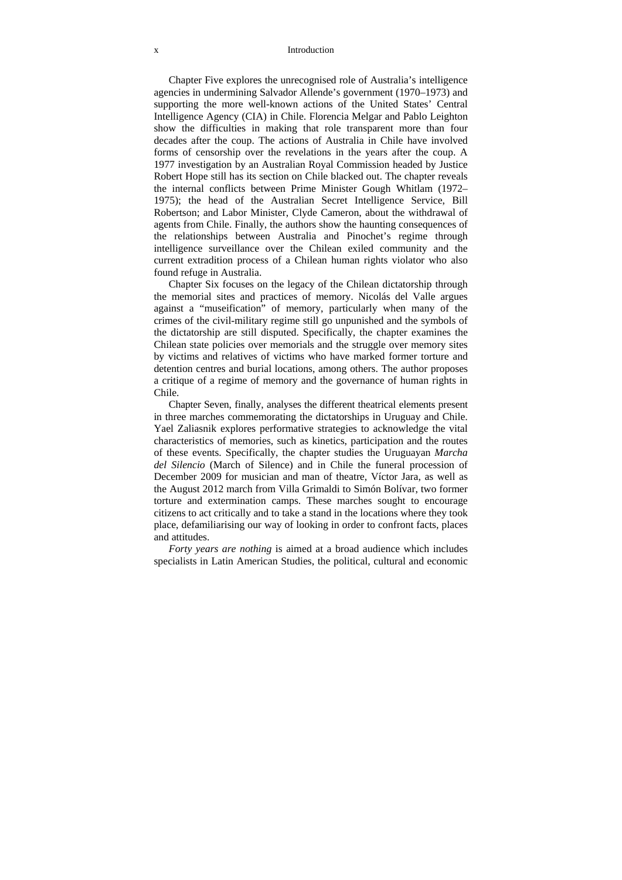Chapter Five explores the unrecognised role of Australia's intelligence agencies in undermining Salvador Allende's government (1970–1973) and supporting the more well-known actions of the United States' Central Intelligence Agency (CIA) in Chile. Florencia Melgar and Pablo Leighton show the difficulties in making that role transparent more than four decades after the coup. The actions of Australia in Chile have involved forms of censorship over the revelations in the years after the coup. A 1977 investigation by an Australian Royal Commission headed by Justice Robert Hope still has its section on Chile blacked out. The chapter reveals the internal conflicts between Prime Minister Gough Whitlam (1972–1975); the head of the Australian Secret Intelligence Service, Bill Robertson; and Labor Minister, Clyde Cameron, about the withdrawal of agents from Chile. Finally, the authors show the haunting consequences of the relationships between Australia and Pinochet's regime through intelligence surveillance over the Chilean exiled community and the current extradition process of a Chilean human rights violator who also found refuge in Australia.

Chapter Six focuses on the legacy of the Chilean dictatorship through the memorial sites and practices of memory. Nicolás del Valle argues against a "museification" of memory, particularly when many of the crimes of the civil-military regime still go unpunished and the symbols of the dictatorship are still disputed. Specifically, the chapter examines the Chilean state policies over memorials and the struggle over memory sites by victims and relatives of victims who have marked former torture and detention centres and burial locations, among others. The author proposes a critique of a regime of memory and the governance of human rights in Chile.

Chapter Seven, finally, analyses the different theatrical elements present in three marches commemorating the dictatorships in Uruguay and Chile. Yael Zaliasnik explores performative strategies to acknowledge the vital characteristics of memories, such as kinetics, participation and the routes of these events. Specifically, the chapter studies the Uruguayan *Marcha del Silencio* (March of Silence) and in Chile the funeral procession of December 2009 for musician and man of theatre, Víctor Jara, as well as the August 2012 march from Villa Grimaldi to Simón Bolívar, two former torture and extermination camps. These marches sought to encourage citizens to act critically and to take a stand in the locations where they took place, defamiliarising our way of looking in order to confront facts, places and attitudes.

*Forty years are nothing* is aimed at a broad audience which includes specialists in Latin American Studies, the political, cultural and economic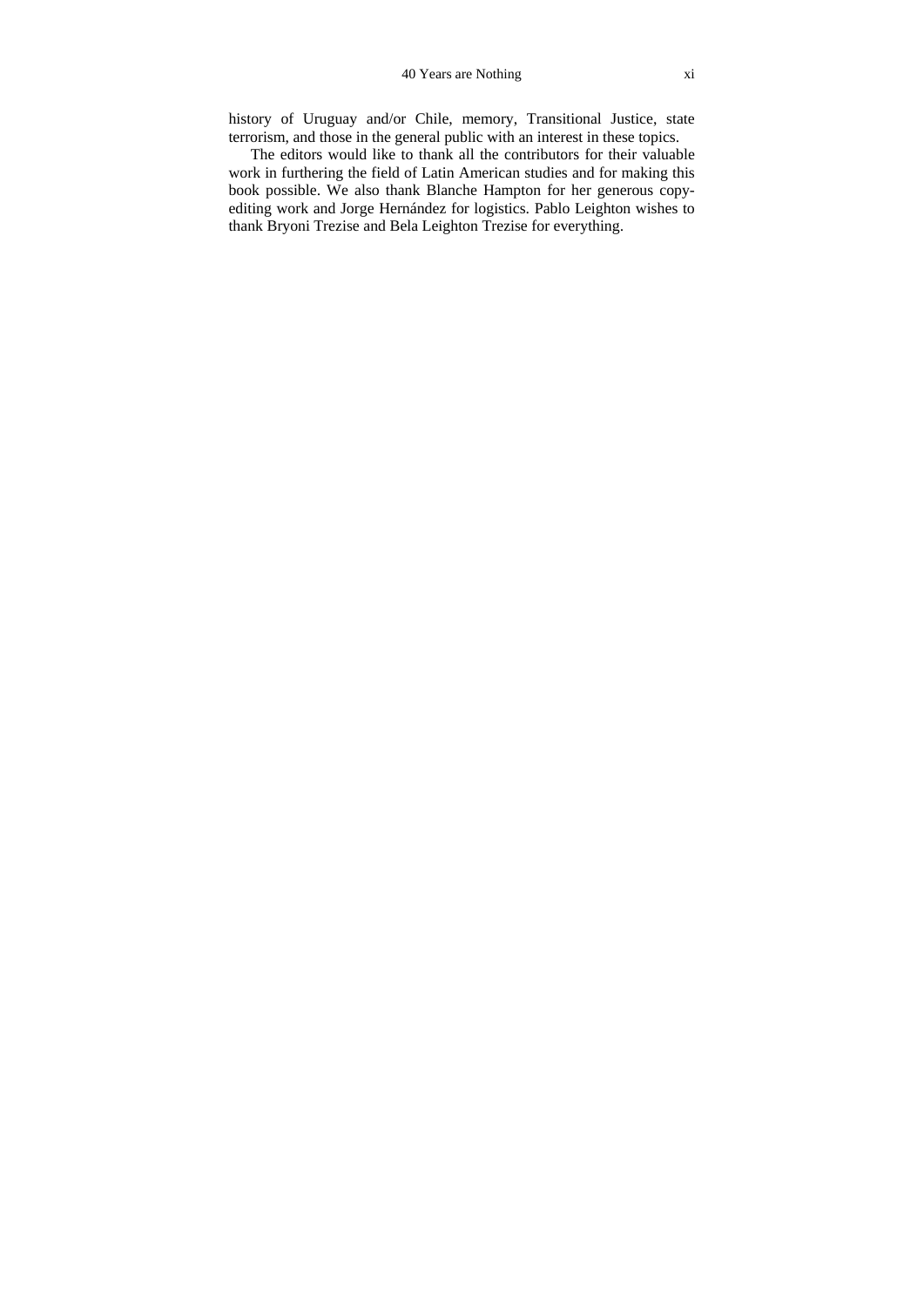history of Uruguay and/or Chile, memory, Transitional Justice, state terrorism, and those in the general public with an interest in these topics.

The editors would like to thank all the contributors for their valuable work in furthering the field of Latin American studies and for making this book possible. We also thank Blanche Hampton for her generous copy-editing work and Jorge Hernández for logistics. Pablo Leighton wishes to thank Bryoni Trezise and Bela Leighton Trezise for everything.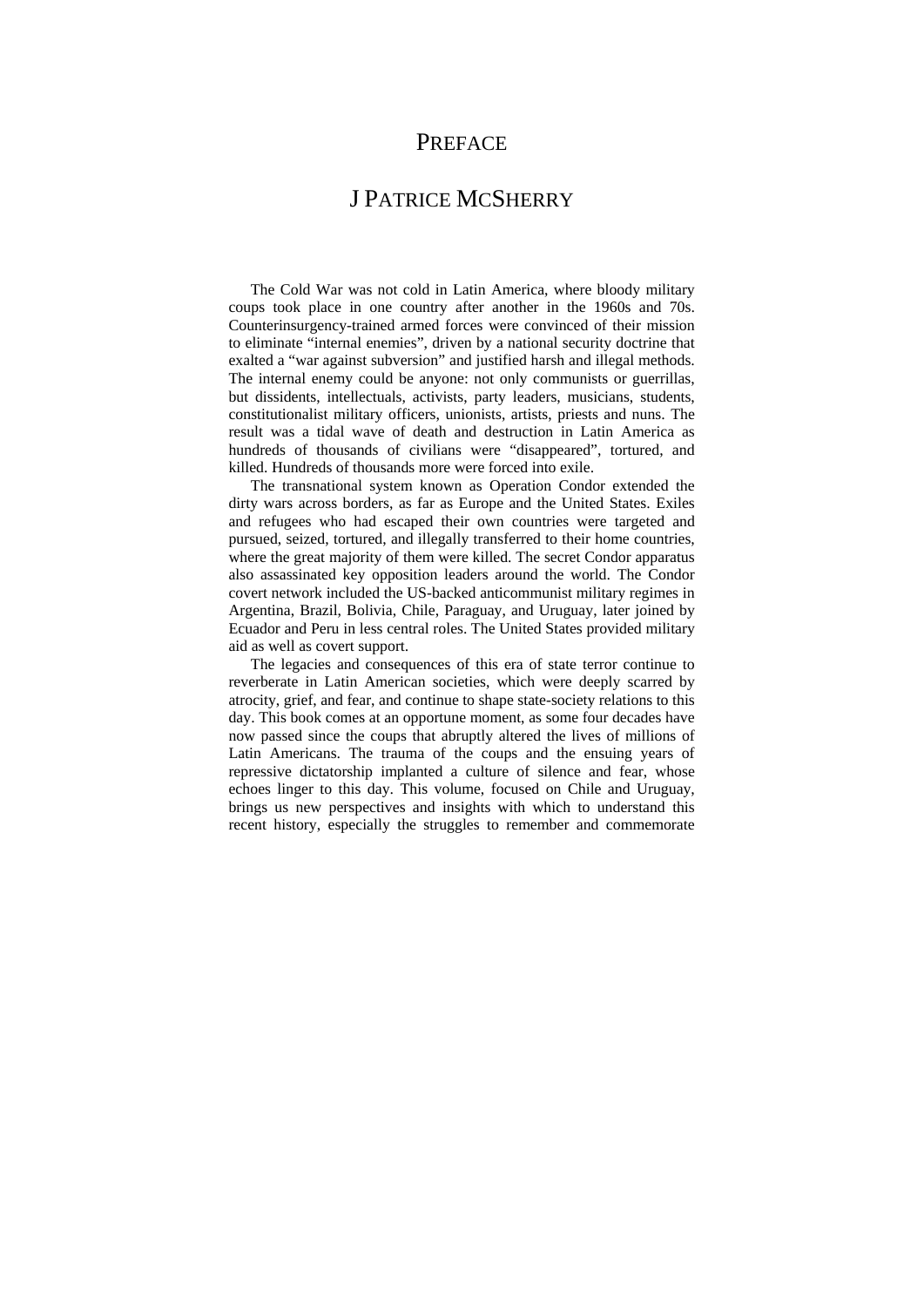# PREFACE

## J PATRICE MCSHERRY

The Cold War was not cold in Latin America, where bloody military coups took place in one country after another in the 1960s and 70s. Counterinsurgency-trained armed forces were convinced of their mission to eliminate "internal enemies", driven by a national security doctrine that exalted a "war against subversion" and justified harsh and illegal methods. The internal enemy could be anyone: not only communists or guerrillas, but dissidents, intellectuals, activists, party leaders, musicians, students, constitutionalist military officers, unionists, artists, priests and nuns. The result was a tidal wave of death and destruction in Latin America as hundreds of thousands of civilians were "disappeared", tortured, and killed. Hundreds of thousands more were forced into exile.

The transnational system known as Operation Condor extended the dirty wars across borders, as far as Europe and the United States. Exiles and refugees who had escaped their own countries were targeted and pursued, seized, tortured, and illegally transferred to their home countries, where the great majority of them were killed. The secret Condor apparatus also assassinated key opposition leaders around the world. The Condor covert network included the US-backed anticommunist military regimes in Argentina, Brazil, Bolivia, Chile, Paraguay, and Uruguay, later joined by Ecuador and Peru in less central roles. The United States provided military aid as well as covert support.

The legacies and consequences of this era of state terror continue to reverberate in Latin American societies, which were deeply scarred by atrocity, grief, and fear, and continue to shape state-society relations to this day. This book comes at an opportune moment, as some four decades have now passed since the coups that abruptly altered the lives of millions of Latin Americans. The trauma of the coups and the ensuing years of repressive dictatorship implanted a culture of silence and fear, whose echoes linger to this day. This volume, focused on Chile and Uruguay, brings us new perspectives and insights with which to understand this recent history, especially the struggles to remember and commemorate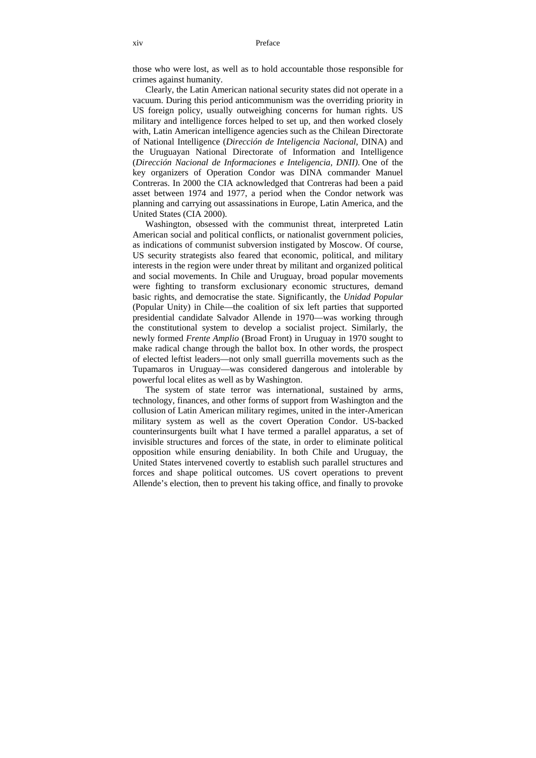those who were lost, as well as to hold accountable those responsible for crimes against humanity.

Clearly, the Latin American national security states did not operate in a vacuum. During this period anticommunism was the overriding priority in US foreign policy, usually outweighing concerns for human rights. US military and intelligence forces helped to set up, and then worked closely with, Latin American intelligence agencies such as the Chilean Directorate of National Intelligence (*Dirección de Inteligencia Nacional*, DINA) and the Uruguayan National Directorate of Information and Intelligence (*Dirección Nacional de Informaciones e Inteligencia, DNII)*. One of the key organizers of Operation Condor was DINA commander Manuel Contreras. In 2000 the CIA acknowledged that Contreras had been a paid asset between 1974 and 1977, a period when the Condor network was planning and carrying out assassinations in Europe, Latin America, and the United States (CIA 2000).

Washington, obsessed with the communist threat, interpreted Latin American social and political conflicts, or nationalist government policies, as indications of communist subversion instigated by Moscow. Of course, US security strategists also feared that economic, political, and military interests in the region were under threat by militant and organized political and social movements. In Chile and Uruguay, broad popular movements were fighting to transform exclusionary economic structures, demand basic rights, and democratise the state. Significantly, the *Unidad Popular* (Popular Unity) in Chile—the coalition of six left parties that supported presidential candidate Salvador Allende in 1970—was working through the constitutional system to develop a socialist project. Similarly, the newly formed *Frente Amplio* (Broad Front) in Uruguay in 1970 sought to make radical change through the ballot box. In other words, the prospect of elected leftist leaders—not only small guerrilla movements such as the Tupamaros in Uruguay—was considered dangerous and intolerable by powerful local elites as well as by Washington.

The system of state terror was international, sustained by arms, technology, finances, and other forms of support from Washington and the collusion of Latin American military regimes, united in the inter-American military system as well as the covert Operation Condor. US-backed counterinsurgents built what I have termed a parallel apparatus, a set of invisible structures and forces of the state, in order to eliminate political opposition while ensuring deniability. In both Chile and Uruguay, the United States intervened covertly to establish such parallel structures and forces and shape political outcomes. US covert operations to prevent Allende's election, then to prevent his taking office, and finally to provoke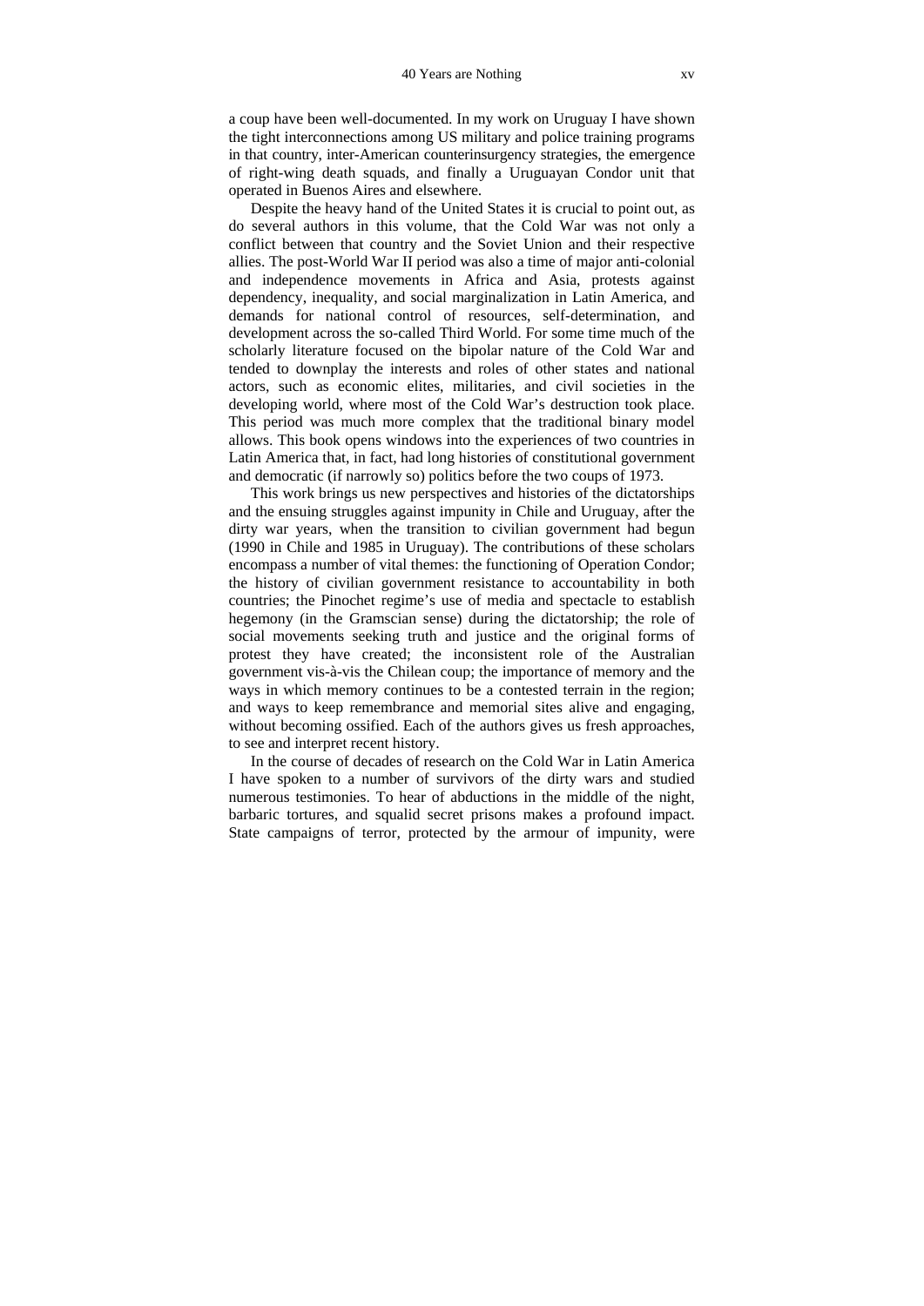a coup have been well-documented. In my work on Uruguay I have shown the tight interconnections among US military and police training programs in that country, inter-American counterinsurgency strategies, the emergence of right-wing death squads, and finally a Uruguayan Condor unit that operated in Buenos Aires and elsewhere.

Despite the heavy hand of the United States it is crucial to point out, as do several authors in this volume, that the Cold War was not only a conflict between that country and the Soviet Union and their respective allies. The post-World War II period was also a time of major anti-colonial and independence movements in Africa and Asia, protests against dependency, inequality, and social marginalization in Latin America, and demands for national control of resources, self-determination, and development across the so-called Third World. For some time much of the scholarly literature focused on the bipolar nature of the Cold War and tended to downplay the interests and roles of other states and national actors, such as economic elites, militaries, and civil societies in the developing world, where most of the Cold War's destruction took place. This period was much more complex that the traditional binary model allows. This book opens windows into the experiences of two countries in Latin America that, in fact, had long histories of constitutional government and democratic (if narrowly so) politics before the two coups of 1973.

This work brings us new perspectives and histories of the dictatorships and the ensuing struggles against impunity in Chile and Uruguay, after the dirty war years, when the transition to civilian government had begun (1990 in Chile and 1985 in Uruguay). The contributions of these scholars encompass a number of vital themes: the functioning of Operation Condor; the history of civilian government resistance to accountability in both countries; the Pinochet regime's use of media and spectacle to establish hegemony (in the Gramscian sense) during the dictatorship; the role of social movements seeking truth and justice and the original forms of protest they have created; the inconsistent role of the Australian government vis-à-vis the Chilean coup; the importance of memory and the ways in which memory continues to be a contested terrain in the region; and ways to keep remembrance and memorial sites alive and engaging, without becoming ossified. Each of the authors gives us fresh approaches, to see and interpret recent history.

In the course of decades of research on the Cold War in Latin America I have spoken to a number of survivors of the dirty wars and studied numerous testimonies. To hear of abductions in the middle of the night, barbaric tortures, and squalid secret prisons makes a profound impact. State campaigns of terror, protected by the armour of impunity, were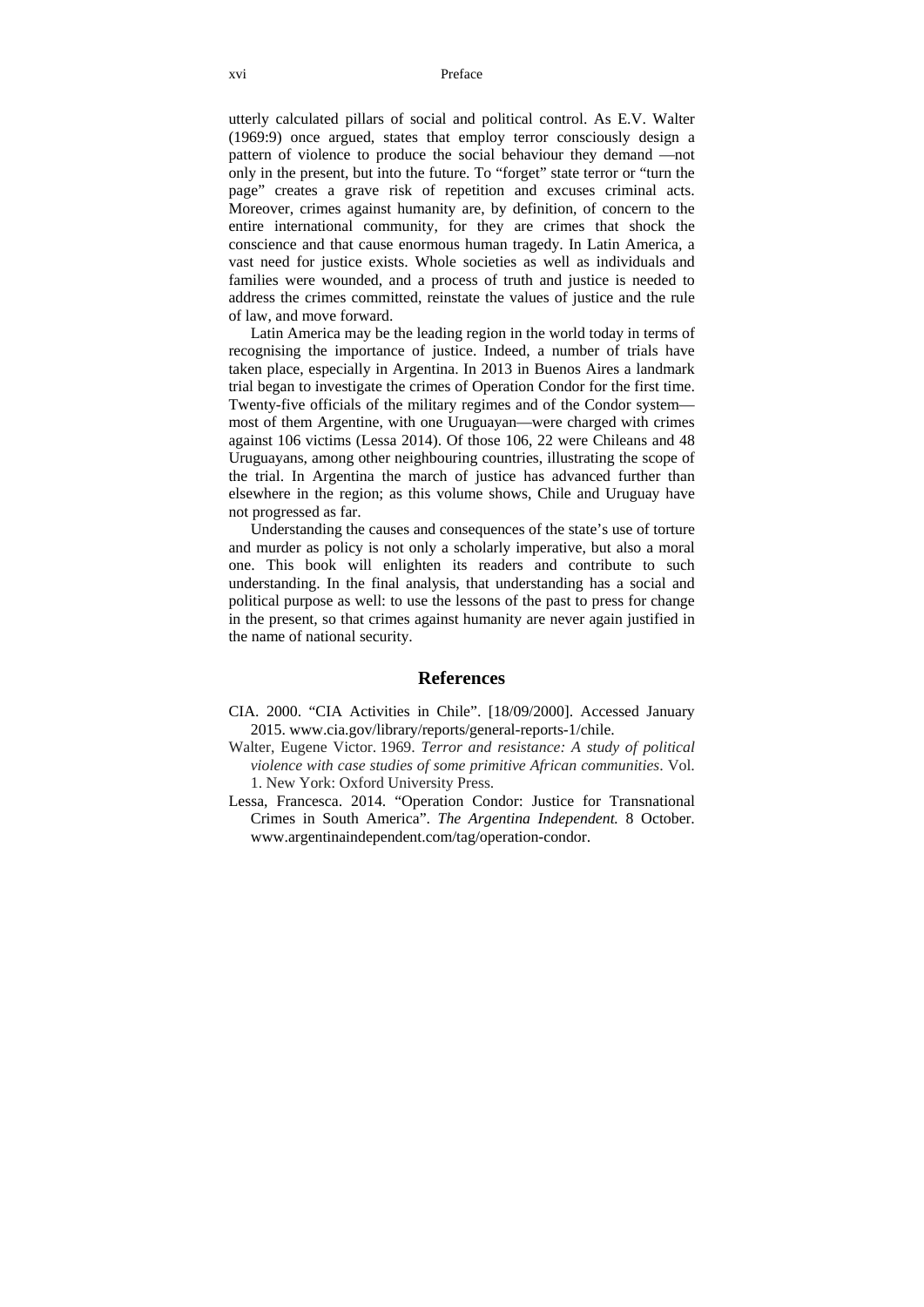utterly calculated pillars of social and political control. As E.V. Walter (1969:9) once argued, states that employ terror consciously design a pattern of violence to produce the social behaviour they demand —not only in the present, but into the future. To "forget" state terror or "turn the page" creates a grave risk of repetition and excuses criminal acts. Moreover, crimes against humanity are, by definition, of concern to the entire international community, for they are crimes that shock the conscience and that cause enormous human tragedy. In Latin America, a vast need for justice exists. Whole societies as well as individuals and families were wounded, and a process of truth and justice is needed to address the crimes committed, reinstate the values of justice and the rule of law, and move forward.

Latin America may be the leading region in the world today in terms of recognising the importance of justice. Indeed, a number of trials have taken place, especially in Argentina. In 2013 in Buenos Aires a landmark trial began to investigate the crimes of Operation Condor for the first time. Twenty-five officials of the military regimes and of the Condor system—most of them Argentine, with one Uruguayan—were charged with crimes against 106 victims (Lessa 2014). Of those 106, 22 were Chileans and 48 Uruguayans, among other neighbouring countries, illustrating the scope of the trial. In Argentina the march of justice has advanced further than elsewhere in the region; as this volume shows, Chile and Uruguay have not progressed as far.

Understanding the causes and consequences of the state's use of torture and murder as policy is not only a scholarly imperative, but also a moral one. This book will enlighten its readers and contribute to such understanding. In the final analysis, that understanding has a social and political purpose as well: to use the lessons of the past to press for change in the present, so that crimes against humanity are never again justified in the name of national security.

## References

CIA. 2000. "CIA Activities in Chile". [18/09/2000]. Accessed January 2015. www.cia.gov/library/reports/general-reports-1/chile.

Walter, Eugene Victor. 1969. *Terror and resistance: A study of political violence with case studies of some primitive African communities*. Vol. 1. New York: Oxford University Press.

Lessa, Francesca. 2014. "Operation Condor: Justice for Transnational Crimes in South America". *The Argentina Independent.* 8 October. www.argentinaindependent.com/tag/operation-condor.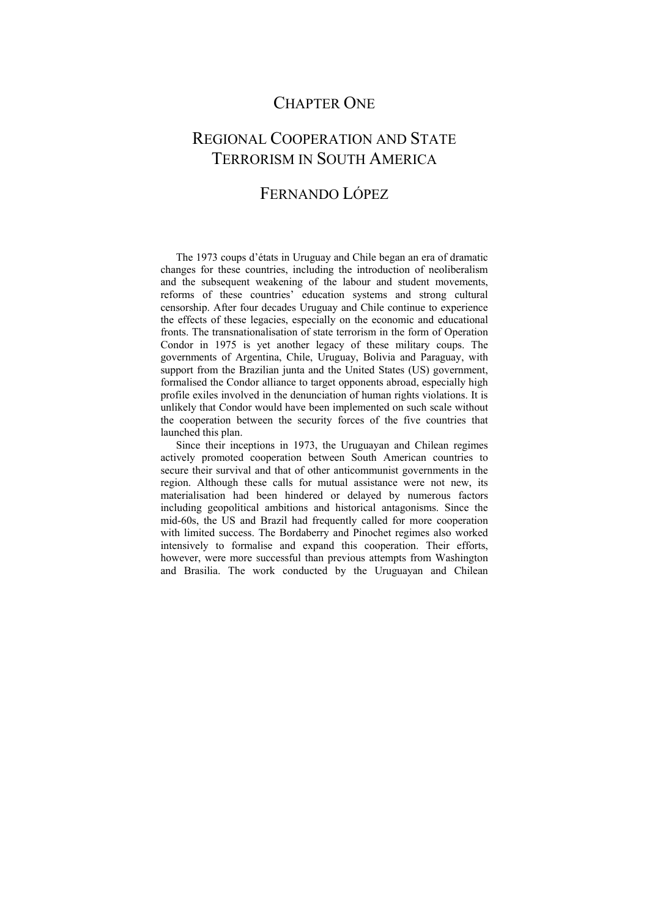# Chapter One

# Regional Cooperation and State Terrorism in South America

## Fernando López

The 1973 coups d'états in Uruguay and Chile began an era of dramatic changes for these countries, including the introduction of neoliberalism and the subsequent weakening of the labour and student movements, reforms of these countries' education systems and strong cultural censorship. After four decades Uruguay and Chile continue to experience the effects of these legacies, especially on the economic and educational fronts. The transnationalisation of state terrorism in the form of Operation Condor in 1975 is yet another legacy of these military coups. The governments of Argentina, Chile, Uruguay, Bolivia and Paraguay, with support from the Brazilian junta and the United States (US) government, formalised the Condor alliance to target opponents abroad, especially high profile exiles involved in the denunciation of human rights violations. It is unlikely that Condor would have been implemented on such scale without the cooperation between the security forces of the five countries that launched this plan.

Since their inceptions in 1973, the Uruguayan and Chilean regimes actively promoted cooperation between South American countries to secure their survival and that of other anticommunist governments in the region. Although these calls for mutual assistance were not new, its materialisation had been hindered or delayed by numerous factors including geopolitical ambitions and historical antagonisms. Since the mid-60s, the US and Brazil had frequently called for more cooperation with limited success. The Bordaberry and Pinochet regimes also worked intensively to formalise and expand this cooperation. Their efforts, however, were more successful than previous attempts from Washington and Brasilia. The work conducted by the Uruguayan and Chilean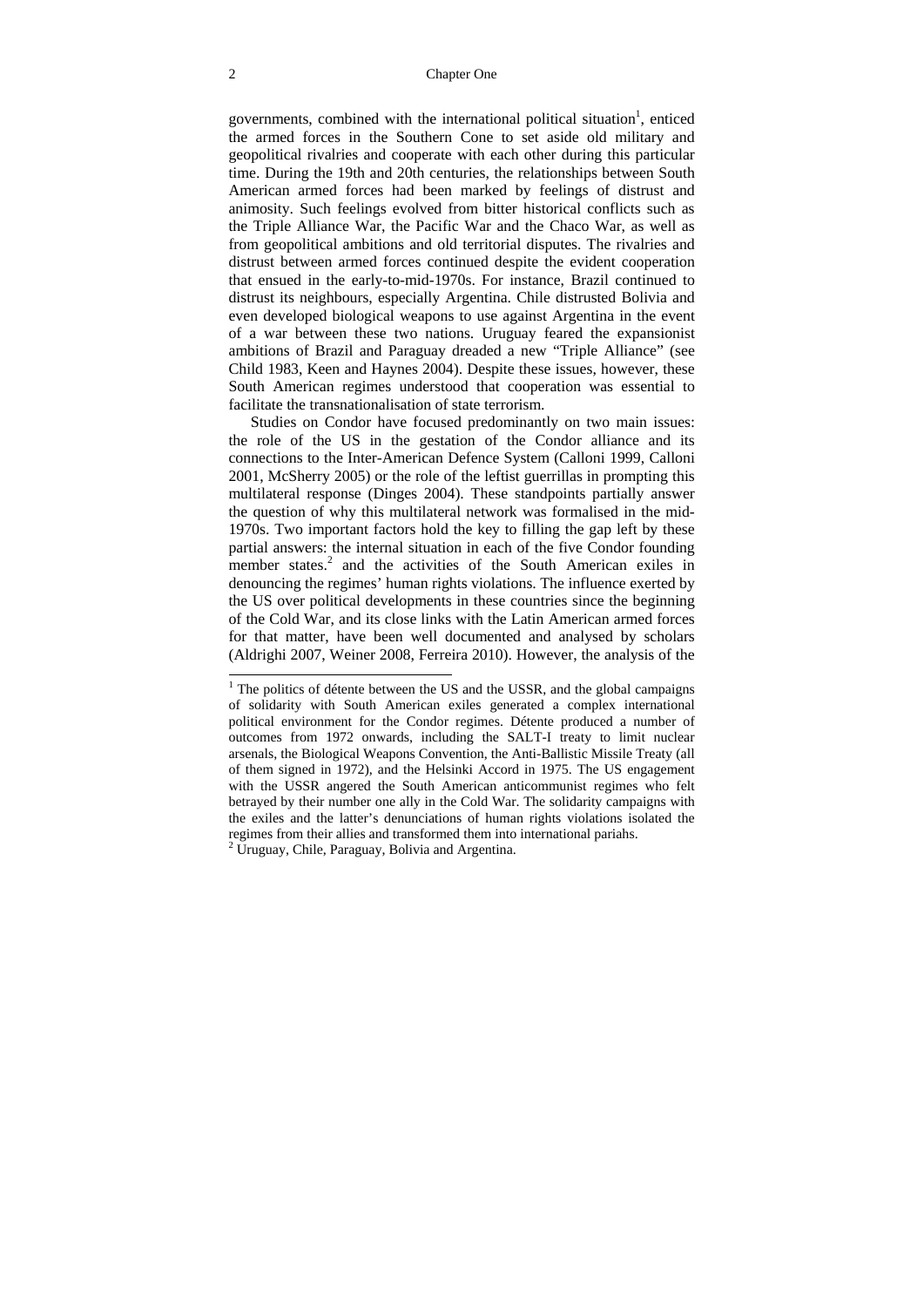governments, combined with the international political situation[1], enticed the armed forces in the Southern Cone to set aside old military and geopolitical rivalries and cooperate with each other during this particular time. During the 19th and 20th centuries, the relationships between South American armed forces had been marked by feelings of distrust and animosity. Such feelings evolved from bitter historical conflicts such as the Triple Alliance War, the Pacific War and the Chaco War, as well as from geopolitical ambitions and old territorial disputes. The rivalries and distrust between armed forces continued despite the evident cooperation that ensued in the early-to-mid-1970s. For instance, Brazil continued to distrust its neighbours, especially Argentina. Chile distrusted Bolivia and even developed biological weapons to use against Argentina in the event of a war between these two nations. Uruguay feared the expansionist ambitions of Brazil and Paraguay dreaded a new "Triple Alliance" (see Child 1983, Keen and Haynes 2004). Despite these issues, however, these South American regimes understood that cooperation was essential to facilitate the transnationalisation of state terrorism.

Studies on Condor have focused predominantly on two main issues: the role of the US in the gestation of the Condor alliance and its connections to the Inter-American Defence System (Calloni 1999, Calloni 2001, McSherry 2005) or the role of the leftist guerrillas in prompting this multilateral response (Dinges 2004). These standpoints partially answer the question of why this multilateral network was formalised in the mid-1970s. Two important factors hold the key to filling the gap left by these partial answers: the internal situation in each of the five Condor founding member states.[2] and the activities of the South American exiles in denouncing the regimes' human rights violations. The influence exerted by the US over political developments in these countries since the beginning of the Cold War, and its close links with the Latin American armed forces for that matter, have been well documented and analysed by scholars (Aldrighi 2007, Weiner 2008, Ferreira 2010). However, the analysis of the

[1] The politics of détente between the US and the USSR, and the global campaigns of solidarity with South American exiles generated a complex international political environment for the Condor regimes. Détente produced a number of outcomes from 1972 onwards, including the SALT-I treaty to limit nuclear arsenals, the Biological Weapons Convention, the Anti-Ballistic Missile Treaty (all of them signed in 1972), and the Helsinki Accord in 1975. The US engagement with the USSR angered the South American anticommunist regimes who felt betrayed by their number one ally in the Cold War. The solidarity campaigns with the exiles and the latter's denunciations of human rights violations isolated the regimes from their allies and transformed them into international pariahs.

[2] Uruguay, Chile, Paraguay, Bolivia and Argentina.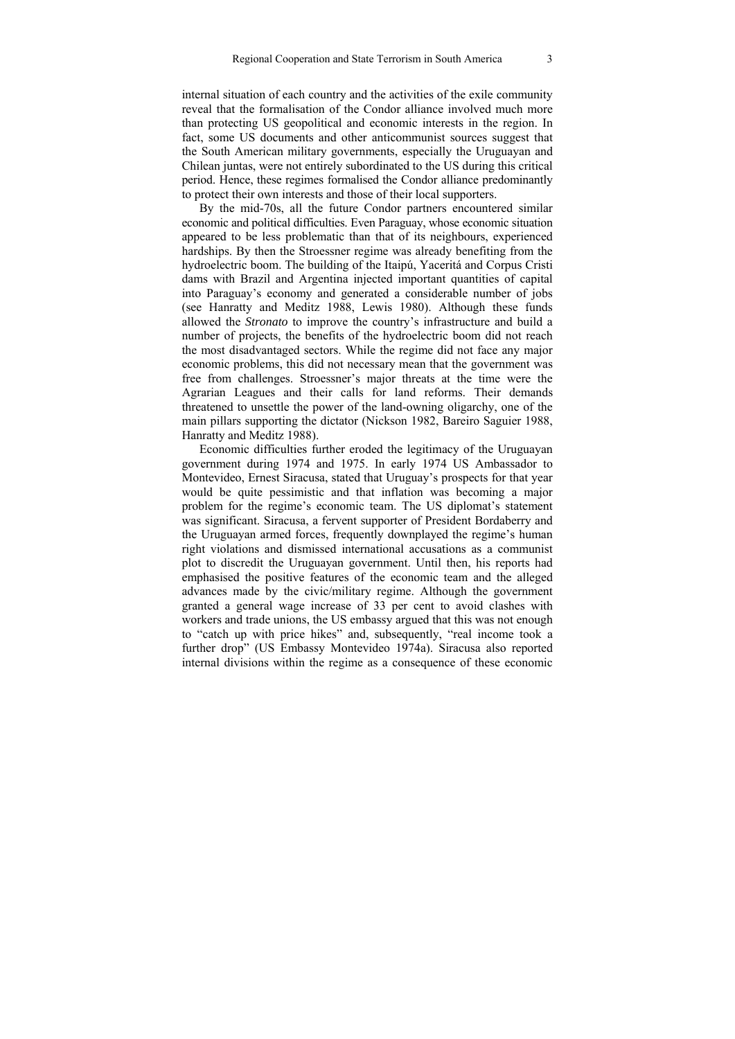internal situation of each country and the activities of the exile community reveal that the formalisation of the Condor alliance involved much more than protecting US geopolitical and economic interests in the region. In fact, some US documents and other anticommunist sources suggest that the South American military governments, especially the Uruguayan and Chilean juntas, were not entirely subordinated to the US during this critical period. Hence, these regimes formalised the Condor alliance predominantly to protect their own interests and those of their local supporters.

By the mid-70s, all the future Condor partners encountered similar economic and political difficulties. Even Paraguay, whose economic situation appeared to be less problematic than that of its neighbours, experienced hardships. By then the Stroessner regime was already benefiting from the hydroelectric boom. The building of the Itaipú, Yaceritá and Corpus Cristi dams with Brazil and Argentina injected important quantities of capital into Paraguay's economy and generated a considerable number of jobs (see Hanratty and Meditz 1988, Lewis 1980). Although these funds allowed the *Stronato* to improve the country's infrastructure and build a number of projects, the benefits of the hydroelectric boom did not reach the most disadvantaged sectors. While the regime did not face any major economic problems, this did not necessary mean that the government was free from challenges. Stroessner's major threats at the time were the Agrarian Leagues and their calls for land reforms. Their demands threatened to unsettle the power of the land-owning oligarchy, one of the main pillars supporting the dictator (Nickson 1982, Bareiro Saguier 1988, Hanratty and Meditz 1988).

Economic difficulties further eroded the legitimacy of the Uruguayan government during 1974 and 1975. In early 1974 US Ambassador to Montevideo, Ernest Siracusa, stated that Uruguay's prospects for that year would be quite pessimistic and that inflation was becoming a major problem for the regime's economic team. The US diplomat's statement was significant. Siracusa, a fervent supporter of President Bordaberry and the Uruguayan armed forces, frequently downplayed the regime's human right violations and dismissed international accusations as a communist plot to discredit the Uruguayan government. Until then, his reports had emphasised the positive features of the economic team and the alleged advances made by the civic/military regime. Although the government granted a general wage increase of 33 per cent to avoid clashes with workers and trade unions, the US embassy argued that this was not enough to "catch up with price hikes" and, subsequently, "real income took a further drop" (US Embassy Montevideo 1974a). Siracusa also reported internal divisions within the regime as a consequence of these economic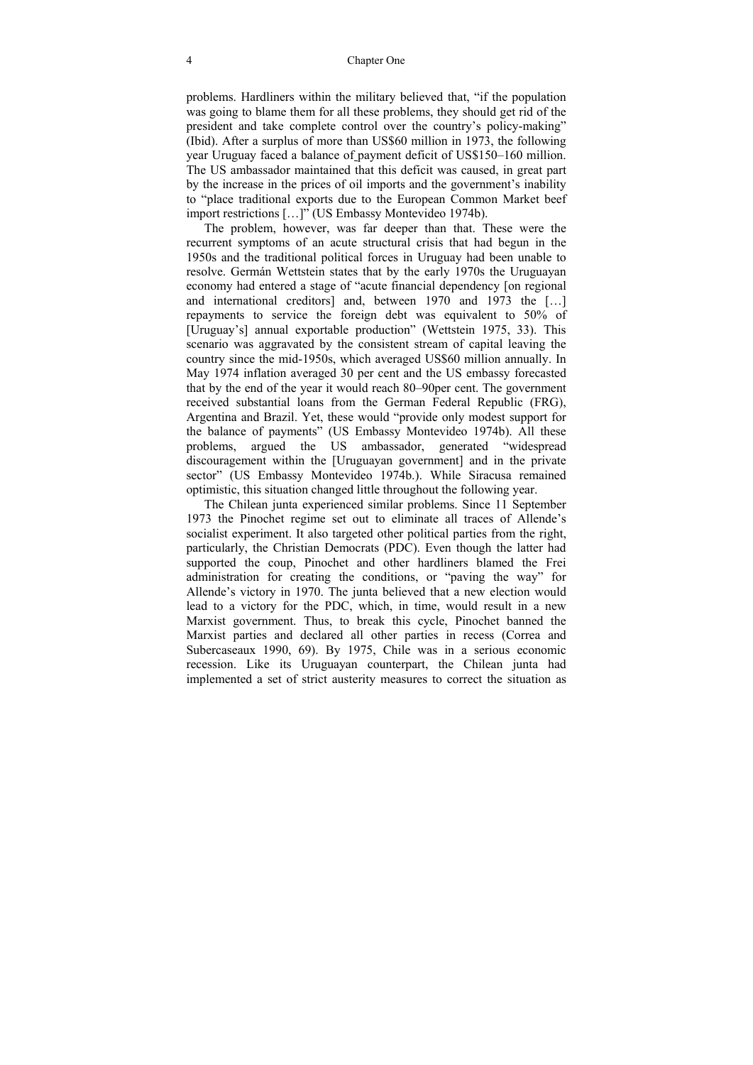problems. Hardliners within the military believed that, "if the population was going to blame them for all these problems, they should get rid of the president and take complete control over the country's policy-making" (Ibid). After a surplus of more than US$60 million in 1973, the following year Uruguay faced a balance of payment deficit of US$150–160 million. The US ambassador maintained that this deficit was caused, in great part by the increase in the prices of oil imports and the government's inability to "place traditional exports due to the European Common Market beef import restrictions […]" (US Embassy Montevideo 1974b).

The problem, however, was far deeper than that. These were the recurrent symptoms of an acute structural crisis that had begun in the 1950s and the traditional political forces in Uruguay had been unable to resolve. Germán Wettstein states that by the early 1970s the Uruguayan economy had entered a stage of "acute financial dependency [on regional and international creditors] and, between 1970 and 1973 the […] repayments to service the foreign debt was equivalent to 50% of [Uruguay's] annual exportable production" (Wettstein 1975, 33). This scenario was aggravated by the consistent stream of capital leaving the country since the mid-1950s, which averaged US$60 million annually. In May 1974 inflation averaged 30 per cent and the US embassy forecasted that by the end of the year it would reach 80–90per cent. The government received substantial loans from the German Federal Republic (FRG), Argentina and Brazil. Yet, these would "provide only modest support for the balance of payments" (US Embassy Montevideo 1974b). All these problems, argued the US ambassador, generated "widespread discouragement within the [Uruguayan government] and in the private sector" (US Embassy Montevideo 1974b.). While Siracusa remained optimistic, this situation changed little throughout the following year.

The Chilean junta experienced similar problems. Since 11 September 1973 the Pinochet regime set out to eliminate all traces of Allende's socialist experiment. It also targeted other political parties from the right, particularly, the Christian Democrats (PDC). Even though the latter had supported the coup, Pinochet and other hardliners blamed the Frei administration for creating the conditions, or "paving the way" for Allende's victory in 1970. The junta believed that a new election would lead to a victory for the PDC, which, in time, would result in a new Marxist government. Thus, to break this cycle, Pinochet banned the Marxist parties and declared all other parties in recess (Correa and Subercaseaux 1990, 69). By 1975, Chile was in a serious economic recession. Like its Uruguayan counterpart, the Chilean junta had implemented a set of strict austerity measures to correct the situation as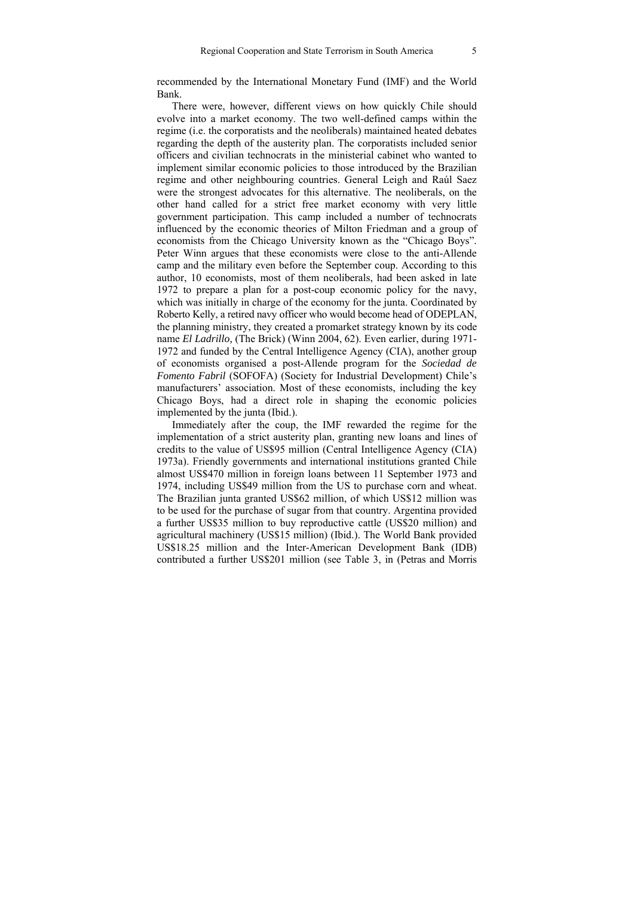recommended by the International Monetary Fund (IMF) and the World Bank.

There were, however, different views on how quickly Chile should evolve into a market economy. The two well-defined camps within the regime (i.e. the corporatists and the neoliberals) maintained heated debates regarding the depth of the austerity plan. The corporatists included senior officers and civilian technocrats in the ministerial cabinet who wanted to implement similar economic policies to those introduced by the Brazilian regime and other neighbouring countries. General Leigh and Raúl Saez were the strongest advocates for this alternative. The neoliberals, on the other hand called for a strict free market economy with very little government participation. This camp included a number of technocrats influenced by the economic theories of Milton Friedman and a group of economists from the Chicago University known as the "Chicago Boys". Peter Winn argues that these economists were close to the anti-Allende camp and the military even before the September coup. According to this author, 10 economists, most of them neoliberals, had been asked in late 1972 to prepare a plan for a post-coup economic policy for the navy, which was initially in charge of the economy for the junta. Coordinated by Roberto Kelly, a retired navy officer who would become head of ODEPLAN, the planning ministry, they created a promarket strategy known by its code name *El Ladrillo,* (The Brick) (Winn 2004, 62). Even earlier, during 1971-1972 and funded by the Central Intelligence Agency (CIA), another group of economists organised a post-Allende program for the *Sociedad de Fomento Fabril* (SOFOFA) (Society for Industrial Development) Chile's manufacturers' association. Most of these economists, including the key Chicago Boys, had a direct role in shaping the economic policies implemented by the junta (Ibid.).

Immediately after the coup, the IMF rewarded the regime for the implementation of a strict austerity plan, granting new loans and lines of credits to the value of US$95 million (Central Intelligence Agency (CIA) 1973a). Friendly governments and international institutions granted Chile almost US$470 million in foreign loans between 11 September 1973 and 1974, including US$49 million from the US to purchase corn and wheat. The Brazilian junta granted US$62 million, of which US$12 million was to be used for the purchase of sugar from that country. Argentina provided a further US$35 million to buy reproductive cattle (US$20 million) and agricultural machinery (US$15 million) (Ibid.). The World Bank provided US$18.25 million and the Inter-American Development Bank (IDB) contributed a further US$201 million (see Table 3, in (Petras and Morris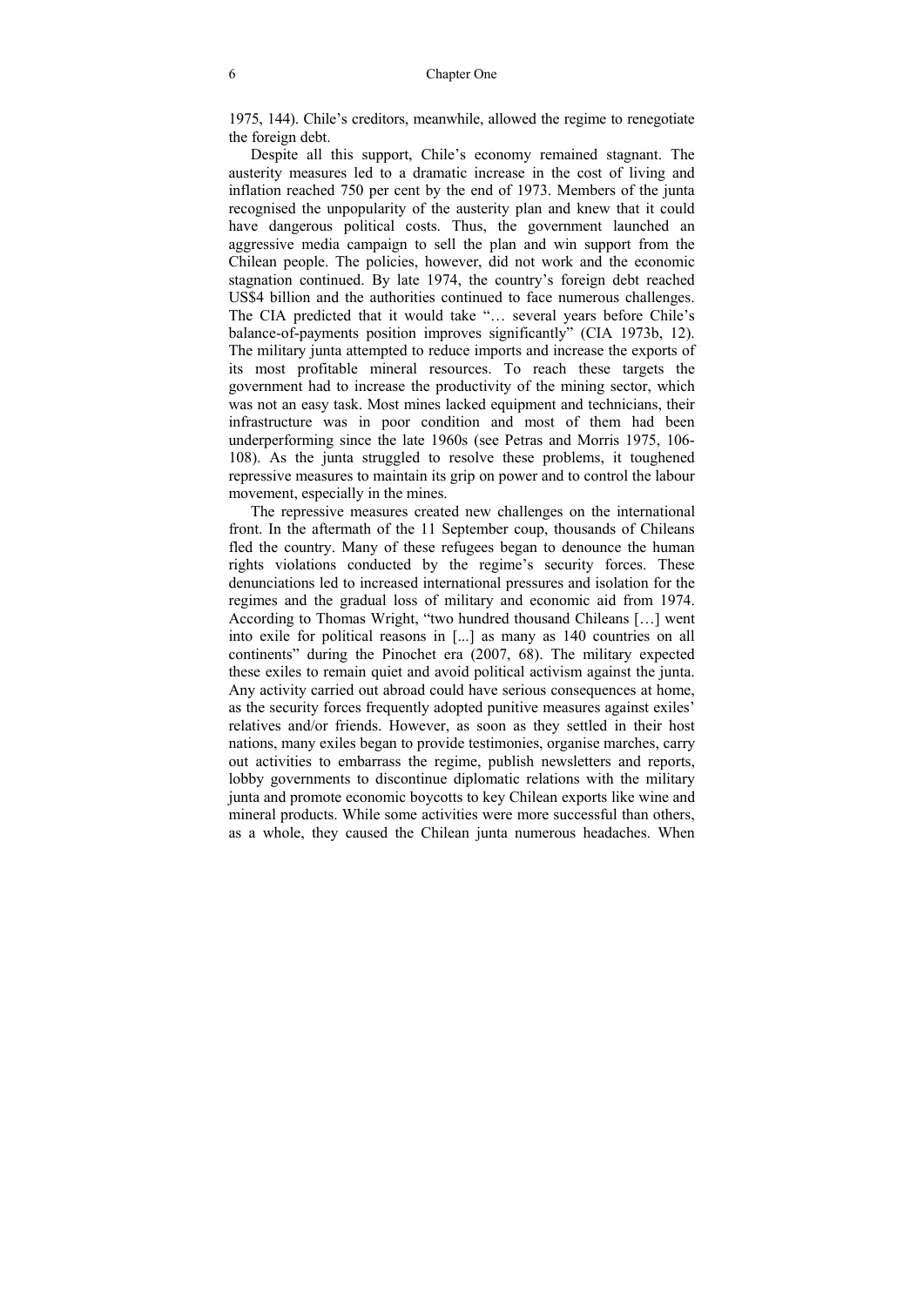1975, 144). Chile's creditors, meanwhile, allowed the regime to renegotiate the foreign debt.

Despite all this support, Chile's economy remained stagnant. The austerity measures led to a dramatic increase in the cost of living and inflation reached 750 per cent by the end of 1973. Members of the junta recognised the unpopularity of the austerity plan and knew that it could have dangerous political costs. Thus, the government launched an aggressive media campaign to sell the plan and win support from the Chilean people. The policies, however, did not work and the economic stagnation continued. By late 1974, the country's foreign debt reached US$4 billion and the authorities continued to face numerous challenges. The CIA predicted that it would take "… several years before Chile's balance-of-payments position improves significantly" (CIA 1973b, 12). The military junta attempted to reduce imports and increase the exports of its most profitable mineral resources. To reach these targets the government had to increase the productivity of the mining sector, which was not an easy task. Most mines lacked equipment and technicians, their infrastructure was in poor condition and most of them had been underperforming since the late 1960s (see Petras and Morris 1975, 106-108). As the junta struggled to resolve these problems, it toughened repressive measures to maintain its grip on power and to control the labour movement, especially in the mines.

The repressive measures created new challenges on the international front. In the aftermath of the 11 September coup, thousands of Chileans fled the country. Many of these refugees began to denounce the human rights violations conducted by the regime's security forces. These denunciations led to increased international pressures and isolation for the regimes and the gradual loss of military and economic aid from 1974. According to Thomas Wright, "two hundred thousand Chileans […] went into exile for political reasons in [...] as many as 140 countries on all continents" during the Pinochet era (2007, 68). The military expected these exiles to remain quiet and avoid political activism against the junta. Any activity carried out abroad could have serious consequences at home, as the security forces frequently adopted punitive measures against exiles' relatives and/or friends. However, as soon as they settled in their host nations, many exiles began to provide testimonies, organise marches, carry out activities to embarrass the regime, publish newsletters and reports, lobby governments to discontinue diplomatic relations with the military junta and promote economic boycotts to key Chilean exports like wine and mineral products. While some activities were more successful than others, as a whole, they caused the Chilean junta numerous headaches. When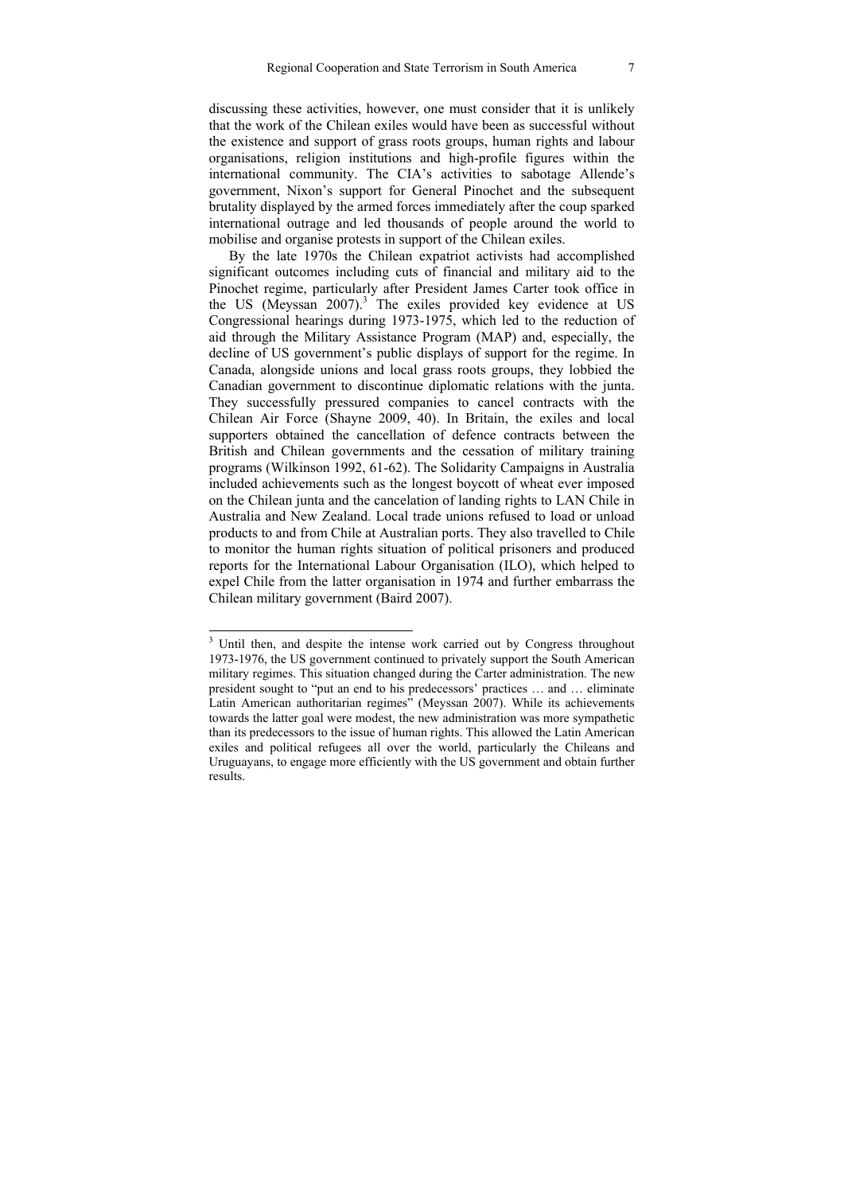discussing these activities, however, one must consider that it is unlikely that the work of the Chilean exiles would have been as successful without the existence and support of grass roots groups, human rights and labour organisations, religion institutions and high-profile figures within the international community. The CIA's activities to sabotage Allende's government, Nixon's support for General Pinochet and the subsequent brutality displayed by the armed forces immediately after the coup sparked international outrage and led thousands of people around the world to mobilise and organise protests in support of the Chilean exiles.

By the late 1970s the Chilean expatriot activists had accomplished significant outcomes including cuts of financial and military aid to the Pinochet regime, particularly after President James Carter took office in the US (Meyssan 2007).[3] The exiles provided key evidence at US Congressional hearings during 1973-1975, which led to the reduction of aid through the Military Assistance Program (MAP) and, especially, the decline of US government's public displays of support for the regime. In Canada, alongside unions and local grass roots groups, they lobbied the Canadian government to discontinue diplomatic relations with the junta. They successfully pressured companies to cancel contracts with the Chilean Air Force (Shayne 2009, 40). In Britain, the exiles and local supporters obtained the cancellation of defence contracts between the British and Chilean governments and the cessation of military training programs (Wilkinson 1992, 61-62). The Solidarity Campaigns in Australia included achievements such as the longest boycott of wheat ever imposed on the Chilean junta and the cancelation of landing rights to LAN Chile in Australia and New Zealand. Local trade unions refused to load or unload products to and from Chile at Australian ports. They also travelled to Chile to monitor the human rights situation of political prisoners and produced reports for the International Labour Organisation (ILO), which helped to expel Chile from the latter organisation in 1974 and further embarrass the Chilean military government (Baird 2007).

---

[3] Until then, and despite the intense work carried out by Congress throughout 1973-1976, the US government continued to privately support the South American military regimes. This situation changed during the Carter administration. The new president sought to "put an end to his predecessors' practices … and … eliminate Latin American authoritarian regimes" (Meyssan 2007). While its achievements towards the latter goal were modest, the new administration was more sympathetic than its predecessors to the issue of human rights. This allowed the Latin American exiles and political refugees all over the world, particularly the Chileans and Uruguayans, to engage more efficiently with the US government and obtain further results.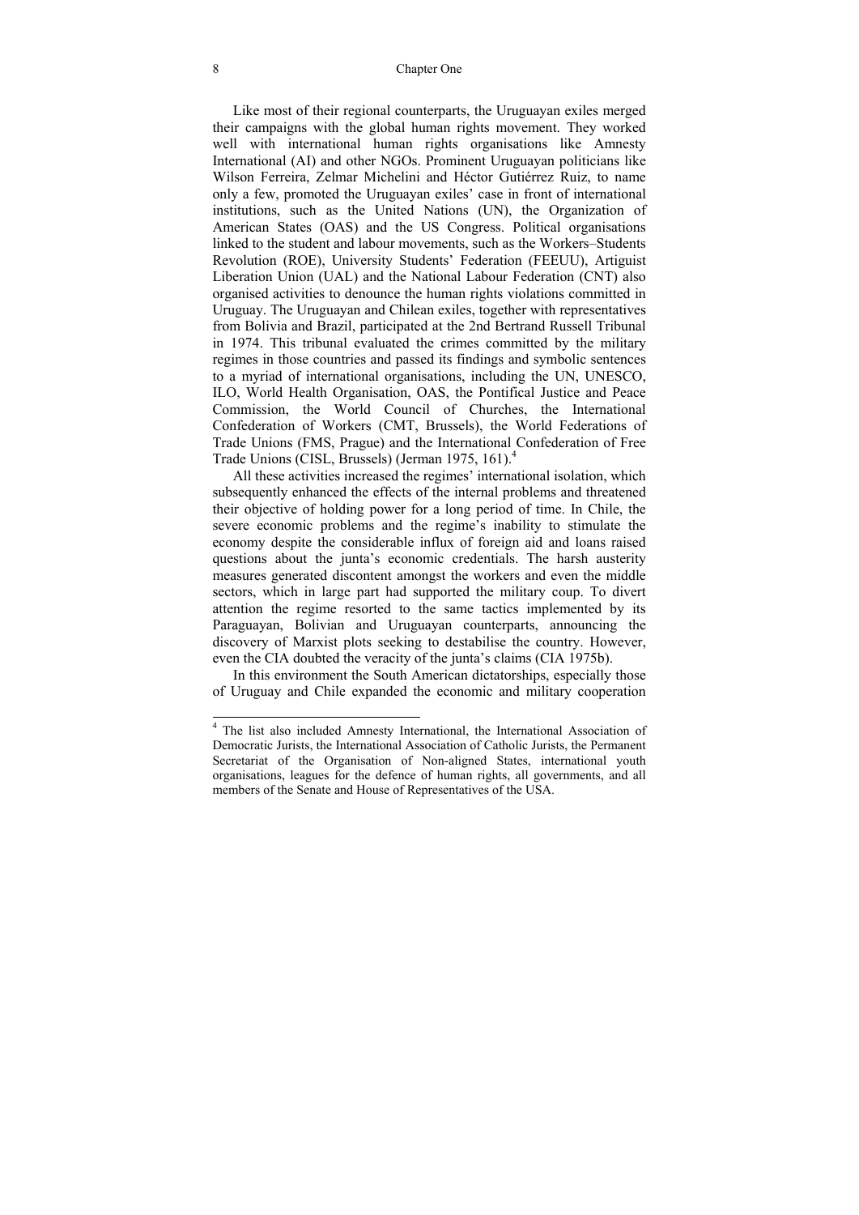Like most of their regional counterparts, the Uruguayan exiles merged their campaigns with the global human rights movement. They worked well with international human rights organisations like Amnesty International (AI) and other NGOs. Prominent Uruguayan politicians like Wilson Ferreira, Zelmar Michelini and Héctor Gutiérrez Ruiz, to name only a few, promoted the Uruguayan exiles' case in front of international institutions, such as the United Nations (UN), the Organization of American States (OAS) and the US Congress. Political organisations linked to the student and labour movements, such as the Workers–Students Revolution (ROE), University Students' Federation (FEEUU), Artiguist Liberation Union (UAL) and the National Labour Federation (CNT) also organised activities to denounce the human rights violations committed in Uruguay. The Uruguayan and Chilean exiles, together with representatives from Bolivia and Brazil, participated at the 2nd Bertrand Russell Tribunal in 1974. This tribunal evaluated the crimes committed by the military regimes in those countries and passed its findings and symbolic sentences to a myriad of international organisations, including the UN, UNESCO, ILO, World Health Organisation, OAS, the Pontifical Justice and Peace Commission, the World Council of Churches, the International Confederation of Workers (CMT, Brussels), the World Federations of Trade Unions (FMS, Prague) and the International Confederation of Free Trade Unions (CISL, Brussels) (Jerman 1975, 161).[4]

All these activities increased the regimes' international isolation, which subsequently enhanced the effects of the internal problems and threatened their objective of holding power for a long period of time. In Chile, the severe economic problems and the regime's inability to stimulate the economy despite the considerable influx of foreign aid and loans raised questions about the junta's economic credentials. The harsh austerity measures generated discontent amongst the workers and even the middle sectors, which in large part had supported the military coup. To divert attention the regime resorted to the same tactics implemented by its Paraguayan, Bolivian and Uruguayan counterparts, announcing the discovery of Marxist plots seeking to destabilise the country. However, even the CIA doubted the veracity of the junta's claims (CIA 1975b).

In this environment the South American dictatorships, especially those of Uruguay and Chile expanded the economic and military cooperation

[4] The list also included Amnesty International, the International Association of Democratic Jurists, the International Association of Catholic Jurists, the Permanent Secretariat of the Organisation of Non-aligned States, international youth organisations, leagues for the defence of human rights, all governments, and all members of the Senate and House of Representatives of the USA.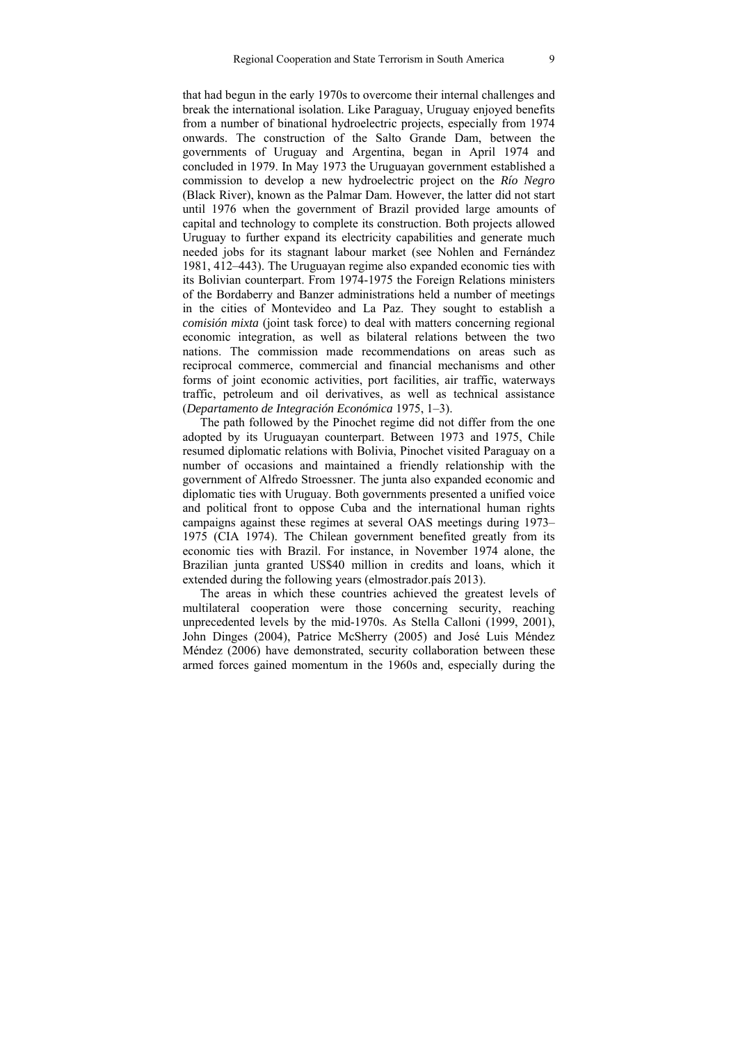that had begun in the early 1970s to overcome their internal challenges and break the international isolation. Like Paraguay, Uruguay enjoyed benefits from a number of binational hydroelectric projects, especially from 1974 onwards. The construction of the Salto Grande Dam, between the governments of Uruguay and Argentina, began in April 1974 and concluded in 1979. In May 1973 the Uruguayan government established a commission to develop a new hydroelectric project on the *Río Negro* (Black River), known as the Palmar Dam. However, the latter did not start until 1976 when the government of Brazil provided large amounts of capital and technology to complete its construction. Both projects allowed Uruguay to further expand its electricity capabilities and generate much needed jobs for its stagnant labour market (see Nohlen and Fernández 1981, 412–443). The Uruguayan regime also expanded economic ties with its Bolivian counterpart. From 1974-1975 the Foreign Relations ministers of the Bordaberry and Banzer administrations held a number of meetings in the cities of Montevideo and La Paz. They sought to establish a *comisión mixta* (joint task force) to deal with matters concerning regional economic integration, as well as bilateral relations between the two nations. The commission made recommendations on areas such as reciprocal commerce, commercial and financial mechanisms and other forms of joint economic activities, port facilities, air traffic, waterways traffic, petroleum and oil derivatives, as well as technical assistance (*Departamento de Integración Económica* 1975, 1–3).

The path followed by the Pinochet regime did not differ from the one adopted by its Uruguayan counterpart. Between 1973 and 1975, Chile resumed diplomatic relations with Bolivia, Pinochet visited Paraguay on a number of occasions and maintained a friendly relationship with the government of Alfredo Stroessner. The junta also expanded economic and diplomatic ties with Uruguay. Both governments presented a unified voice and political front to oppose Cuba and the international human rights campaigns against these regimes at several OAS meetings during 1973–1975 (CIA 1974). The Chilean government benefited greatly from its economic ties with Brazil. For instance, in November 1974 alone, the Brazilian junta granted US$40 million in credits and loans, which it extended during the following years (elmostrador.país 2013).

The areas in which these countries achieved the greatest levels of multilateral cooperation were those concerning security, reaching unprecedented levels by the mid-1970s. As Stella Calloni (1999, 2001), John Dinges (2004), Patrice McSherry (2005) and José Luis Méndez Méndez (2006) have demonstrated, security collaboration between these armed forces gained momentum in the 1960s and, especially during the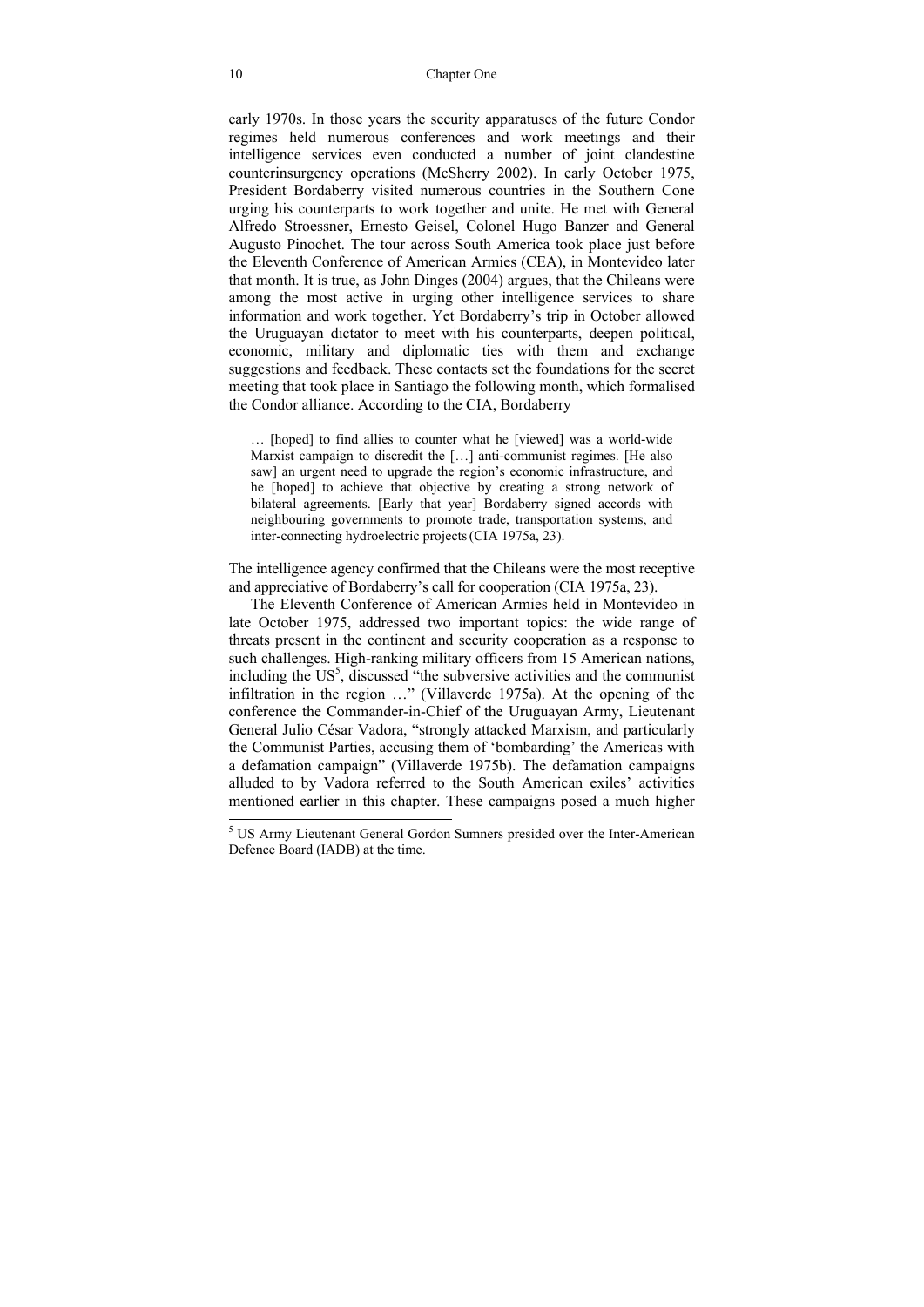early 1970s. In those years the security apparatuses of the future Condor regimes held numerous conferences and work meetings and their intelligence services even conducted a number of joint clandestine counterinsurgency operations (McSherry 2002). In early October 1975, President Bordaberry visited numerous countries in the Southern Cone urging his counterparts to work together and unite. He met with General Alfredo Stroessner, Ernesto Geisel, Colonel Hugo Banzer and General Augusto Pinochet. The tour across South America took place just before the Eleventh Conference of American Armies (CEA), in Montevideo later that month. It is true, as John Dinges (2004) argues, that the Chileans were among the most active in urging other intelligence services to share information and work together. Yet Bordaberry's trip in October allowed the Uruguayan dictator to meet with his counterparts, deepen political, economic, military and diplomatic ties with them and exchange suggestions and feedback. These contacts set the foundations for the secret meeting that took place in Santiago the following month, which formalised the Condor alliance. According to the CIA, Bordaberry

> … [hoped] to find allies to counter what he [viewed] was a world-wide Marxist campaign to discredit the […] anti-communist regimes. [He also saw] an urgent need to upgrade the region's economic infrastructure, and he [hoped] to achieve that objective by creating a strong network of bilateral agreements. [Early that year] Bordaberry signed accords with neighbouring governments to promote trade, transportation systems, and inter-connecting hydroelectric projects (CIA 1975a, 23).

The intelligence agency confirmed that the Chileans were the most receptive and appreciative of Bordaberry's call for cooperation (CIA 1975a, 23).

The Eleventh Conference of American Armies held in Montevideo in late October 1975, addressed two important topics: the wide range of threats present in the continent and security cooperation as a response to such challenges. High-ranking military officers from 15 American nations, including the US[5], discussed "the subversive activities and the communist infiltration in the region …" (Villaverde 1975a). At the opening of the conference the Commander-in-Chief of the Uruguayan Army, Lieutenant General Julio César Vadora, "strongly attacked Marxism, and particularly the Communist Parties, accusing them of 'bombarding' the Americas with a defamation campaign" (Villaverde 1975b). The defamation campaigns alluded to by Vadora referred to the South American exiles' activities mentioned earlier in this chapter. These campaigns posed a much higher

---

[5] US Army Lieutenant General Gordon Sumners presided over the Inter-American Defence Board (IADB) at the time.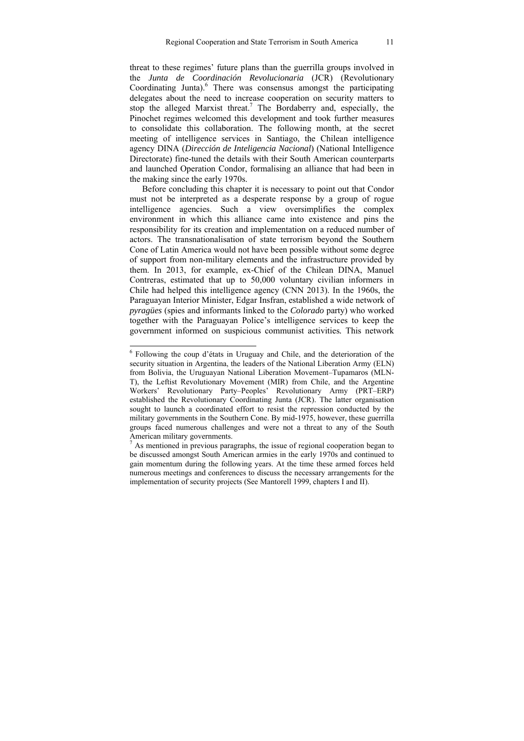threat to these regimes' future plans than the guerrilla groups involved in the *Junta de Coordinación Revolucionaria* (JCR) (Revolutionary Coordinating Junta).[6] There was consensus amongst the participating delegates about the need to increase cooperation on security matters to stop the alleged Marxist threat.[7] The Bordaberry and, especially, the Pinochet regimes welcomed this development and took further measures to consolidate this collaboration. The following month, at the secret meeting of intelligence services in Santiago, the Chilean intelligence agency DINA (*Dirección de Inteligencia Nacional*) (National Intelligence Directorate) fine-tuned the details with their South American counterparts and launched Operation Condor, formalising an alliance that had been in the making since the early 1970s.

Before concluding this chapter it is necessary to point out that Condor must not be interpreted as a desperate response by a group of rogue intelligence agencies. Such a view oversimplifies the complex environment in which this alliance came into existence and pins the responsibility for its creation and implementation on a reduced number of actors. The transnationalisation of state terrorism beyond the Southern Cone of Latin America would not have been possible without some degree of support from non-military elements and the infrastructure provided by them. In 2013, for example, ex-Chief of the Chilean DINA, Manuel Contreras, estimated that up to 50,000 voluntary civilian informers in Chile had helped this intelligence agency (CNN 2013). In the 1960s, the Paraguayan Interior Minister, Edgar Insfran, established a wide network of *pyragües* (spies and informants linked to the *Colorado* party) who worked together with the Paraguayan Police's intelligence services to keep the government informed on suspicious communist activities. This network

---

[6] Following the coup d'états in Uruguay and Chile, and the deterioration of the security situation in Argentina, the leaders of the National Liberation Army (ELN) from Bolivia, the Uruguayan National Liberation Movement–Tupamaros (MLN-T), the Leftist Revolutionary Movement (MIR) from Chile, and the Argentine Workers' Revolutionary Party–Peoples' Revolutionary Army (PRT–ERP) established the Revolutionary Coordinating Junta (JCR). The latter organisation sought to launch a coordinated effort to resist the repression conducted by the military governments in the Southern Cone. By mid-1975, however, these guerrilla groups faced numerous challenges and were not a threat to any of the South American military governments.

[7] As mentioned in previous paragraphs, the issue of regional cooperation began to be discussed amongst South American armies in the early 1970s and continued to gain momentum during the following years. At the time these armed forces held numerous meetings and conferences to discuss the necessary arrangements for the implementation of security projects (See Mantorell 1999, chapters I and II).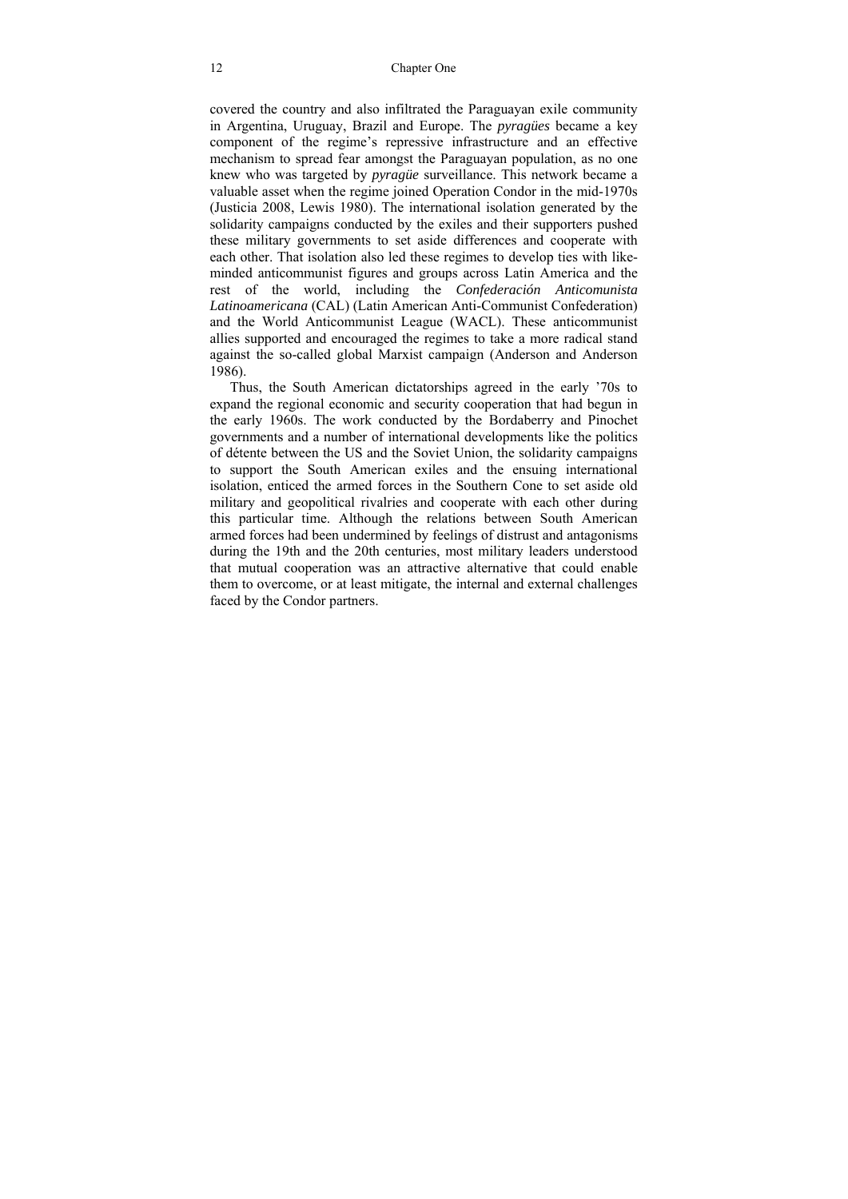covered the country and also infiltrated the Paraguayan exile community in Argentina, Uruguay, Brazil and Europe. The *pyragües* became a key component of the regime's repressive infrastructure and an effective mechanism to spread fear amongst the Paraguayan population, as no one knew who was targeted by *pyragüe* surveillance. This network became a valuable asset when the regime joined Operation Condor in the mid-1970s (Justicia 2008, Lewis 1980). The international isolation generated by the solidarity campaigns conducted by the exiles and their supporters pushed these military governments to set aside differences and cooperate with each other. That isolation also led these regimes to develop ties with like-minded anticommunist figures and groups across Latin America and the rest of the world, including the *Confederación Anticomunista Latinoamericana* (CAL) (Latin American Anti-Communist Confederation) and the World Anticommunist League (WACL). These anticommunist allies supported and encouraged the regimes to take a more radical stand against the so-called global Marxist campaign (Anderson and Anderson 1986).

Thus, the South American dictatorships agreed in the early '70s to expand the regional economic and security cooperation that had begun in the early 1960s. The work conducted by the Bordaberry and Pinochet governments and a number of international developments like the politics of détente between the US and the Soviet Union, the solidarity campaigns to support the South American exiles and the ensuing international isolation, enticed the armed forces in the Southern Cone to set aside old military and geopolitical rivalries and cooperate with each other during this particular time. Although the relations between South American armed forces had been undermined by feelings of distrust and antagonisms during the 19th and the 20th centuries, most military leaders understood that mutual cooperation was an attractive alternative that could enable them to overcome, or at least mitigate, the internal and external challenges faced by the Condor partners.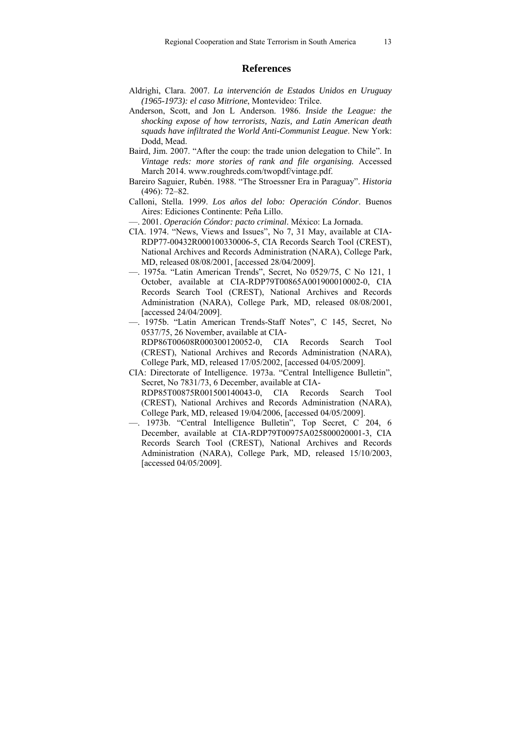## References

Aldrighi, Clara. 2007. *La intervención de Estados Unidos en Uruguay (1965-1973): el caso Mitrione*, Montevideo: Trilce.

Anderson, Scott, and Jon L Anderson. 1986. *Inside the League: the shocking expose of how terrorists, Nazis, and Latin American death squads have infiltrated the World Anti-Communist League*. New York: Dodd, Mead.

Baird, Jim. 2007. "After the coup: the trade union delegation to Chile". In *Vintage reds: more stories of rank and file organising.* Accessed March 2014. www.roughreds.com/twopdf/vintage.pdf.

Bareiro Saguier, Rubén. 1988. "The Stroessner Era in Paraguay". *Historia* (496): 72–82.

Calloni, Stella. 1999. *Los años del lobo: Operación Cóndor*. Buenos Aires: Ediciones Continente: Peña Lillo.

—. 2001. *Operación Cóndor: pacto criminal*. México: La Jornada.

CIA. 1974. "News, Views and Issues", No 7, 31 May, available at CIA-RDP77-00432R000100330006-5, CIA Records Search Tool (CREST), National Archives and Records Administration (NARA), College Park, MD, released 08/08/2001, [accessed 28/04/2009].

—. 1975a. "Latin American Trends", Secret, No 0529/75, C No 121, 1 October, available at CIA-RDP79T00865A001900010002-0, CIA Records Search Tool (CREST), National Archives and Records Administration (NARA), College Park, MD, released 08/08/2001, [accessed 24/04/2009].

—. 1975b. "Latin American Trends-Staff Notes", C 145, Secret, No 0537/75, 26 November, available at CIA-RDP86T00608R000300120052-0, CIA Records Search Tool (CREST), National Archives and Records Administration (NARA), College Park, MD, released 17/05/2002, [accessed 04/05/2009].

CIA: Directorate of Intelligence. 1973a. "Central Intelligence Bulletin", Secret, No 7831/73, 6 December, available at CIA-RDP85T00875R001500140043-0, CIA Records Search Tool (CREST), National Archives and Records Administration (NARA), College Park, MD, released 19/04/2006, [accessed 04/05/2009].

—. 1973b. "Central Intelligence Bulletin", Top Secret, C 204, 6 December, available at CIA-RDP79T00975A025800020001-3, CIA Records Search Tool (CREST), National Archives and Records Administration (NARA), College Park, MD, released 15/10/2003, [accessed 04/05/2009].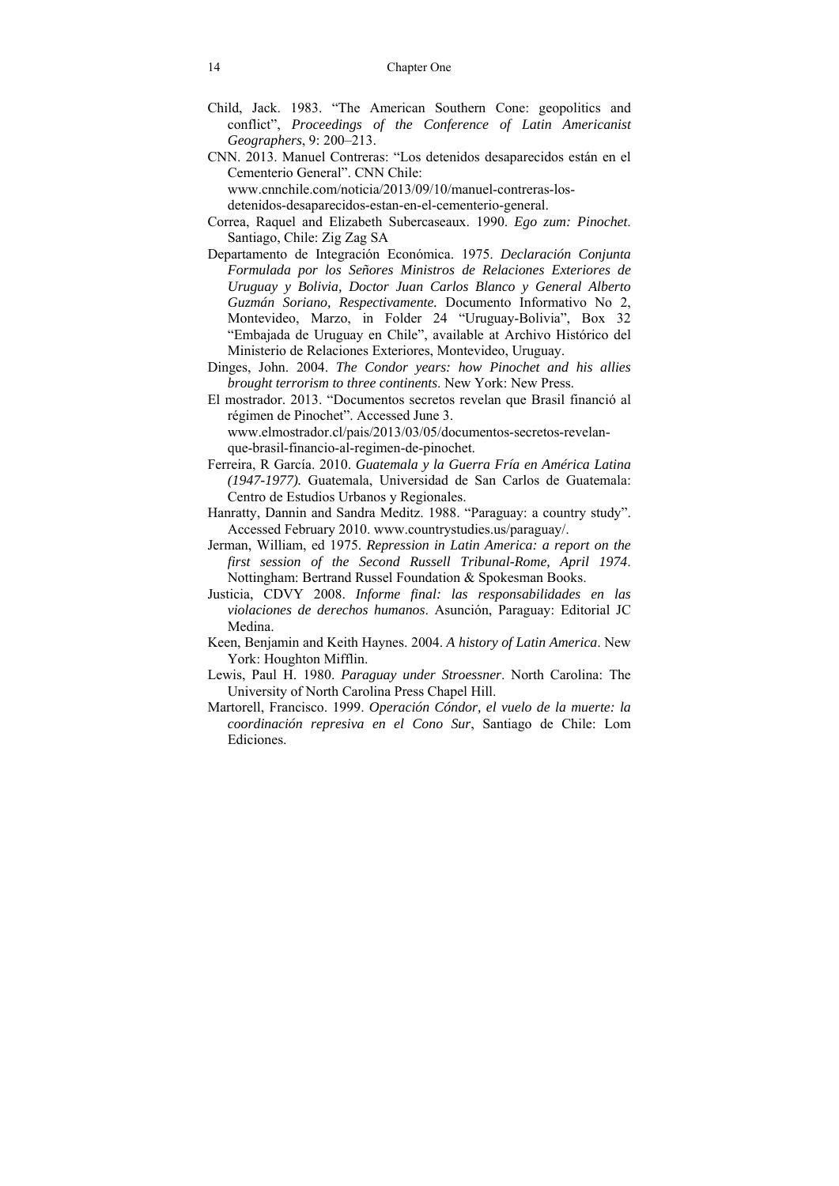Child, Jack. 1983. "The American Southern Cone: geopolitics and conflict", *Proceedings of the Conference of Latin Americanist Geographers*, 9: 200–213.

CNN. 2013. Manuel Contreras: "Los detenidos desaparecidos están en el Cementerio General". CNN Chile: www.cnnchile.com/noticia/2013/09/10/manuel-contreras-los-detenidos-desaparecidos-estan-en-el-cementerio-general.

Correa, Raquel and Elizabeth Subercaseaux. 1990. *Ego zum: Pinochet*. Santiago, Chile: Zig Zag SA

Departamento de Integración Económica. 1975. *Declaración Conjunta Formulada por los Señores Ministros de Relaciones Exteriores de Uruguay y Bolivia, Doctor Juan Carlos Blanco y General Alberto Guzmán Soriano, Respectivamente.* Documento Informativo No 2, Montevideo, Marzo, in Folder 24 "Uruguay-Bolivia", Box 32 "Embajada de Uruguay en Chile", available at Archivo Histórico del Ministerio de Relaciones Exteriores, Montevideo, Uruguay.

Dinges, John. 2004. *The Condor years: how Pinochet and his allies brought terrorism to three continents*. New York: New Press.

El mostrador. 2013. "Documentos secretos revelan que Brasil financió al régimen de Pinochet". Accessed June 3. www.elmostrador.cl/pais/2013/03/05/documentos-secretos-revelan-que-brasil-financio-al-regimen-de-pinochet.

Ferreira, R García. 2010. *Guatemala y la Guerra Fría en América Latina (1947-1977).* Guatemala, Universidad de San Carlos de Guatemala: Centro de Estudios Urbanos y Regionales.

Hanratty, Dannin and Sandra Meditz. 1988. "Paraguay: a country study". Accessed February 2010. www.countrystudies.us/paraguay/.

Jerman, William, ed 1975. *Repression in Latin America: a report on the first session of the Second Russell Tribunal-Rome, April 1974*. Nottingham: Bertrand Russel Foundation & Spokesman Books.

Justicia, CDVY 2008. *Informe final: las responsabilidades en las violaciones de derechos humanos*. Asunción, Paraguay: Editorial JC Medina.

Keen, Benjamin and Keith Haynes. 2004. *A history of Latin America*. New York: Houghton Mifflin.

Lewis, Paul H. 1980. *Paraguay under Stroessner*. North Carolina: The University of North Carolina Press Chapel Hill.

Martorell, Francisco. 1999. *Operación Cóndor, el vuelo de la muerte: la coordinación represiva en el Cono Sur*, Santiago de Chile: Lom Ediciones.